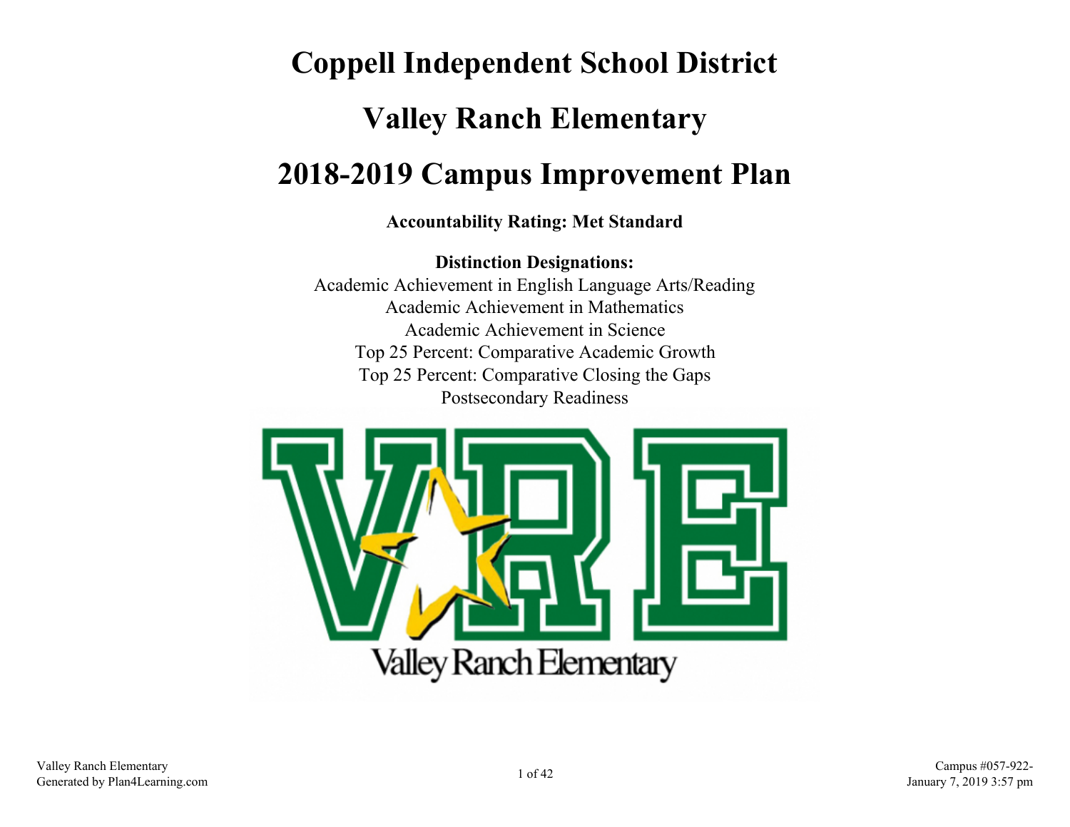# Coppell Independent School District

# Valley Ranch Elementary

# 2018-2019 Campus Improvement Plan

**Accountability Rating: Met Standard**

**Distinction Designations:**

Academic Achievement in English Language Arts/Reading
Academic Achievement in Mathematics
Academic Achievement in Science
Top 25 Percent: Comparative Academic Growth
Top 25 Percent: Comparative Closing the Gaps
Postsecondary Readiness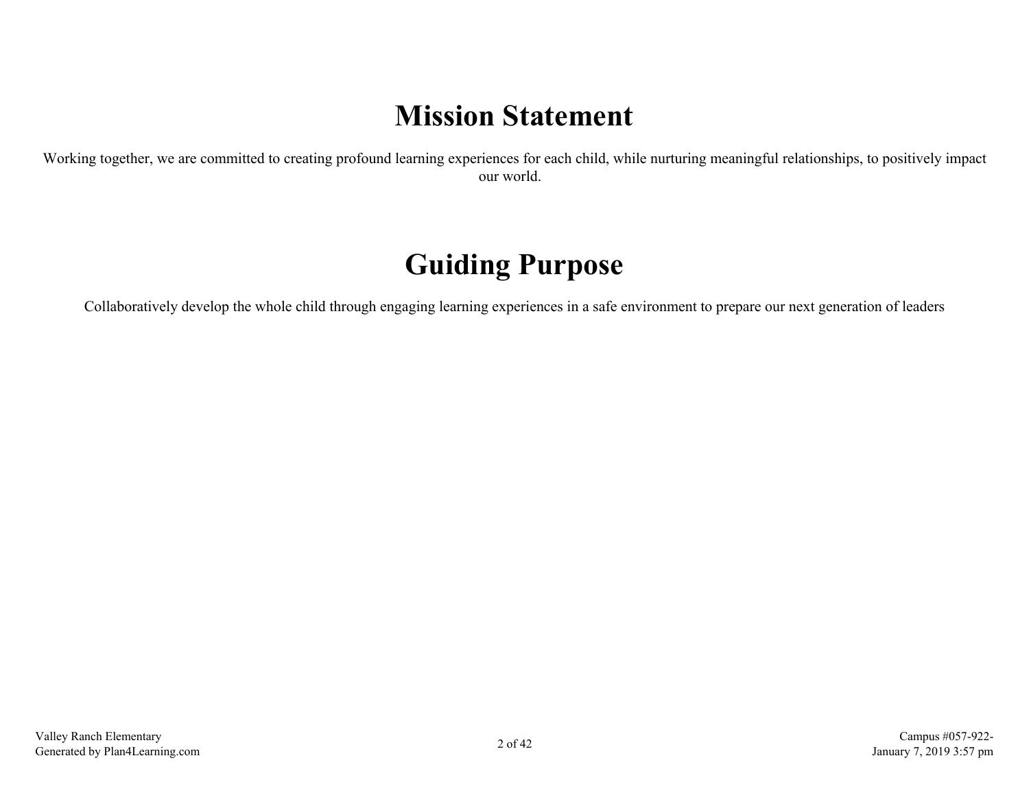# Mission Statement

Working together, we are committed to creating profound learning experiences for each child, while nurturing meaningful relationships, to positively impact our world.

# Guiding Purpose

Collaboratively develop the whole child through engaging learning experiences in a safe environment to prepare our next generation of leaders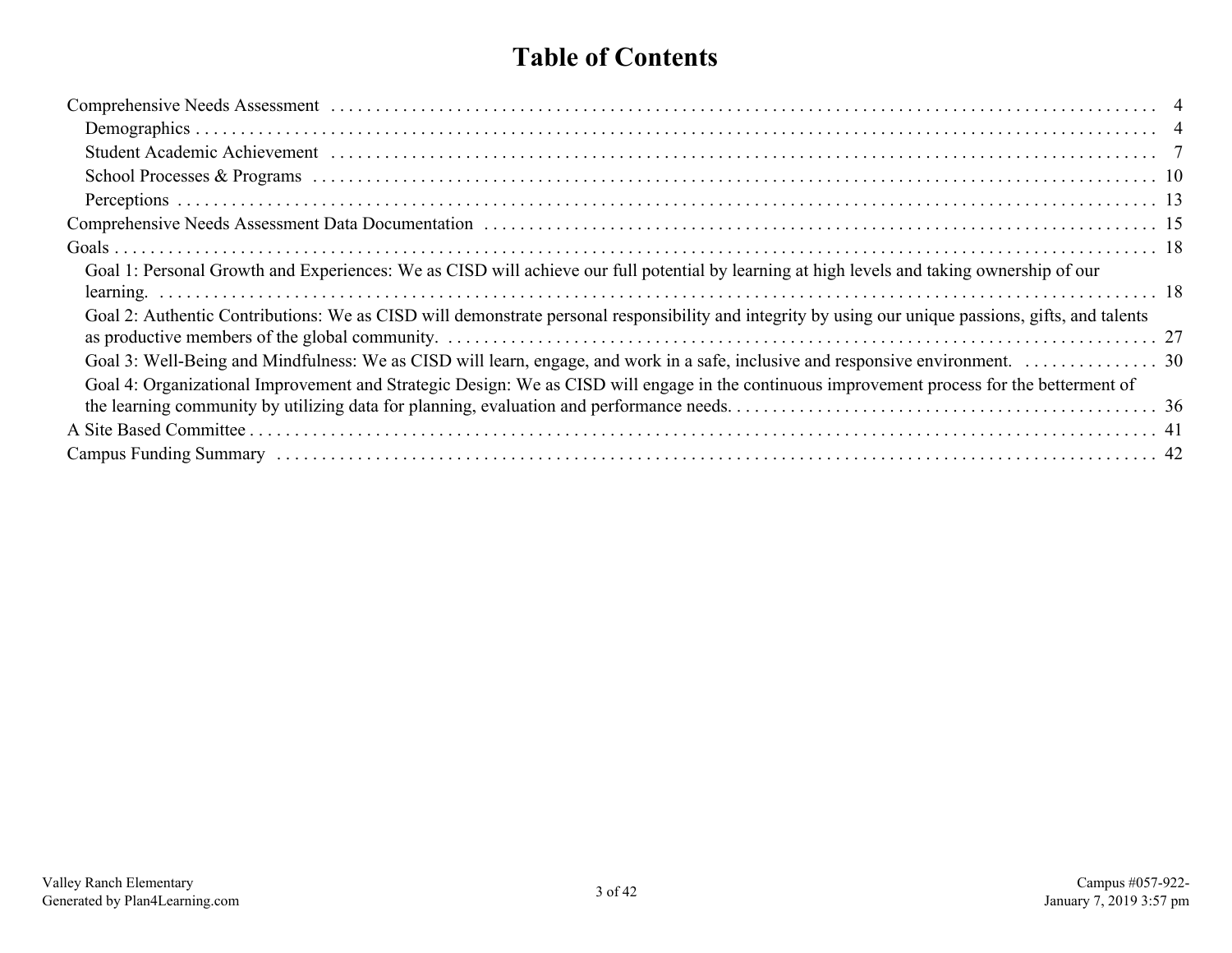# Table of Contents

- Comprehensive Needs Assessment ... 4
  - Demographics ... 4
  - Student Academic Achievement ... 7
  - School Processes & Programs ... 10
  - Perceptions ... 13
- Comprehensive Needs Assessment Data Documentation ... 15
- Goals ... 18
  - Goal 1: Personal Growth and Experiences: We as CISD will achieve our full potential by learning at high levels and taking ownership of our learning. ... 18
  - Goal 2: Authentic Contributions: We as CISD will demonstrate personal responsibility and integrity by using our unique passions, gifts, and talents as productive members of the global community. ... 27
  - Goal 3: Well-Being and Mindfulness: We as CISD will learn, engage, and work in a safe, inclusive and responsive environment. ... 30
  - Goal 4: Organizational Improvement and Strategic Design: We as CISD will engage in the continuous improvement process for the betterment of the learning community by utilizing data for planning, evaluation and performance needs. ... 36
- A Site Based Committee ... 41
- Campus Funding Summary ... 42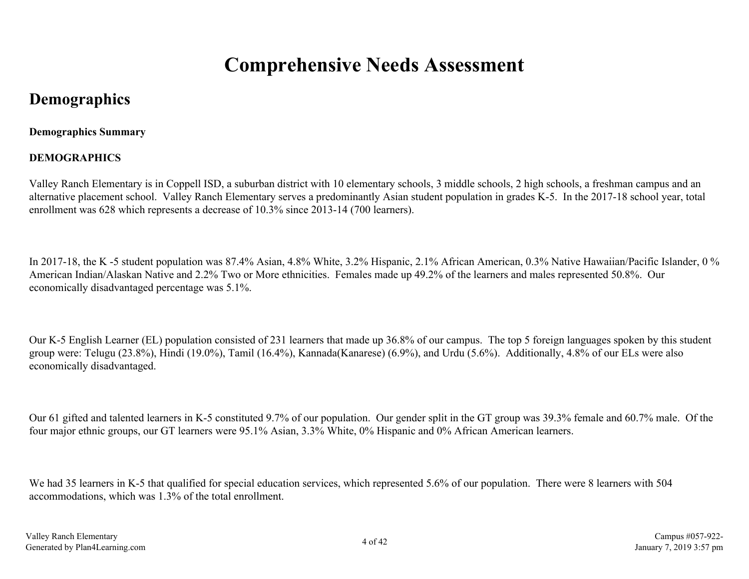# Comprehensive Needs Assessment

## Demographics

**Demographics Summary**

**DEMOGRAPHICS**

Valley Ranch Elementary is in Coppell ISD, a suburban district with 10 elementary schools, 3 middle schools, 2 high schools, a freshman campus and an alternative placement school. Valley Ranch Elementary serves a predominantly Asian student population in grades K-5. In the 2017-18 school year, total enrollment was 628 which represents a decrease of 10.3% since 2013-14 (700 learners).

In 2017-18, the K -5 student population was 87.4% Asian, 4.8% White, 3.2% Hispanic, 2.1% African American, 0.3% Native Hawaiian/Pacific Islander, 0 % American Indian/Alaskan Native and 2.2% Two or More ethnicities. Females made up 49.2% of the learners and males represented 50.8%. Our economically disadvantaged percentage was 5.1%.

Our K-5 English Learner (EL) population consisted of 231 learners that made up 36.8% of our campus. The top 5 foreign languages spoken by this student group were: Telugu (23.8%), Hindi (19.0%), Tamil (16.4%), Kannada(Kanarese) (6.9%), and Urdu (5.6%). Additionally, 4.8% of our ELs were also economically disadvantaged.

Our 61 gifted and talented learners in K-5 constituted 9.7% of our population. Our gender split in the GT group was 39.3% female and 60.7% male. Of the four major ethnic groups, our GT learners were 95.1% Asian, 3.3% White, 0% Hispanic and 0% African American learners.

We had 35 learners in K-5 that qualified for special education services, which represented 5.6% of our population. There were 8 learners with 504 accommodations, which was 1.3% of the total enrollment.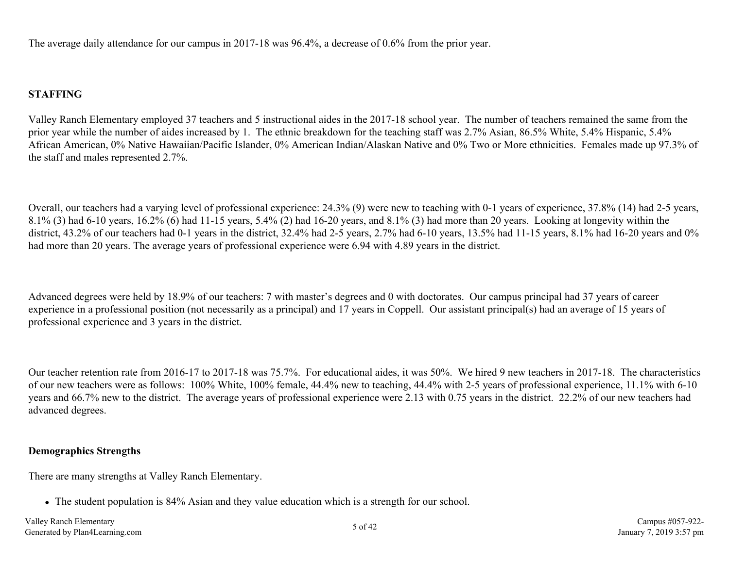The average daily attendance for our campus in 2017-18 was 96.4%, a decrease of 0.6% from the prior year.

**STAFFING**

Valley Ranch Elementary employed 37 teachers and 5 instructional aides in the 2017-18 school year. The number of teachers remained the same from the prior year while the number of aides increased by 1. The ethnic breakdown for the teaching staff was 2.7% Asian, 86.5% White, 5.4% Hispanic, 5.4% African American, 0% Native Hawaiian/Pacific Islander, 0% American Indian/Alaskan Native and 0% Two or More ethnicities. Females made up 97.3% of the staff and males represented 2.7%.

Overall, our teachers had a varying level of professional experience: 24.3% (9) were new to teaching with 0-1 years of experience, 37.8% (14) had 2-5 years, 8.1% (3) had 6-10 years, 16.2% (6) had 11-15 years, 5.4% (2) had 16-20 years, and 8.1% (3) had more than 20 years. Looking at longevity within the district, 43.2% of our teachers had 0-1 years in the district, 32.4% had 2-5 years, 2.7% had 6-10 years, 13.5% had 11-15 years, 8.1% had 16-20 years and 0% had more than 20 years. The average years of professional experience were 6.94 with 4.89 years in the district.

Advanced degrees were held by 18.9% of our teachers: 7 with master's degrees and 0 with doctorates. Our campus principal had 37 years of career experience in a professional position (not necessarily as a principal) and 17 years in Coppell. Our assistant principal(s) had an average of 15 years of professional experience and 3 years in the district.

Our teacher retention rate from 2016-17 to 2017-18 was 75.7%. For educational aides, it was 50%. We hired 9 new teachers in 2017-18. The characteristics of our new teachers were as follows: 100% White, 100% female, 44.4% new to teaching, 44.4% with 2-5 years of professional experience, 11.1% with 6-10 years and 66.7% new to the district. The average years of professional experience were 2.13 with 0.75 years in the district. 22.2% of our new teachers had advanced degrees.

**Demographics Strengths**

There are many strengths at Valley Ranch Elementary.

- The student population is 84% Asian and they value education which is a strength for our school.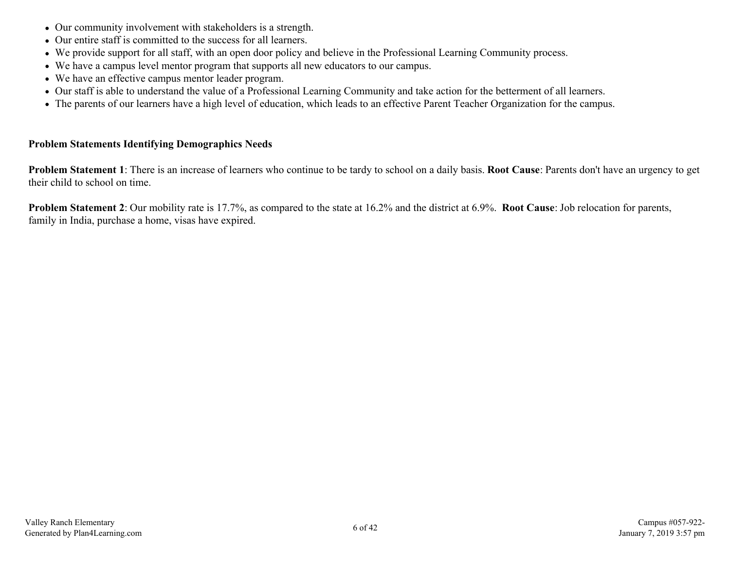- Our community involvement with stakeholders is a strength.
- Our entire staff is committed to the success for all learners.
- We provide support for all staff, with an open door policy and believe in the Professional Learning Community process.
- We have a campus level mentor program that supports all new educators to our campus.
- We have an effective campus mentor leader program.
- Our staff is able to understand the value of a Professional Learning Community and take action for the betterment of all learners.
- The parents of our learners have a high level of education, which leads to an effective Parent Teacher Organization for the campus.

**Problem Statements Identifying Demographics Needs**

**Problem Statement 1**: There is an increase of learners who continue to be tardy to school on a daily basis. **Root Cause**: Parents don't have an urgency to get their child to school on time.

**Problem Statement 2**: Our mobility rate is 17.7%, as compared to the state at 16.2% and the district at 6.9%. **Root Cause**: Job relocation for parents, family in India, purchase a home, visas have expired.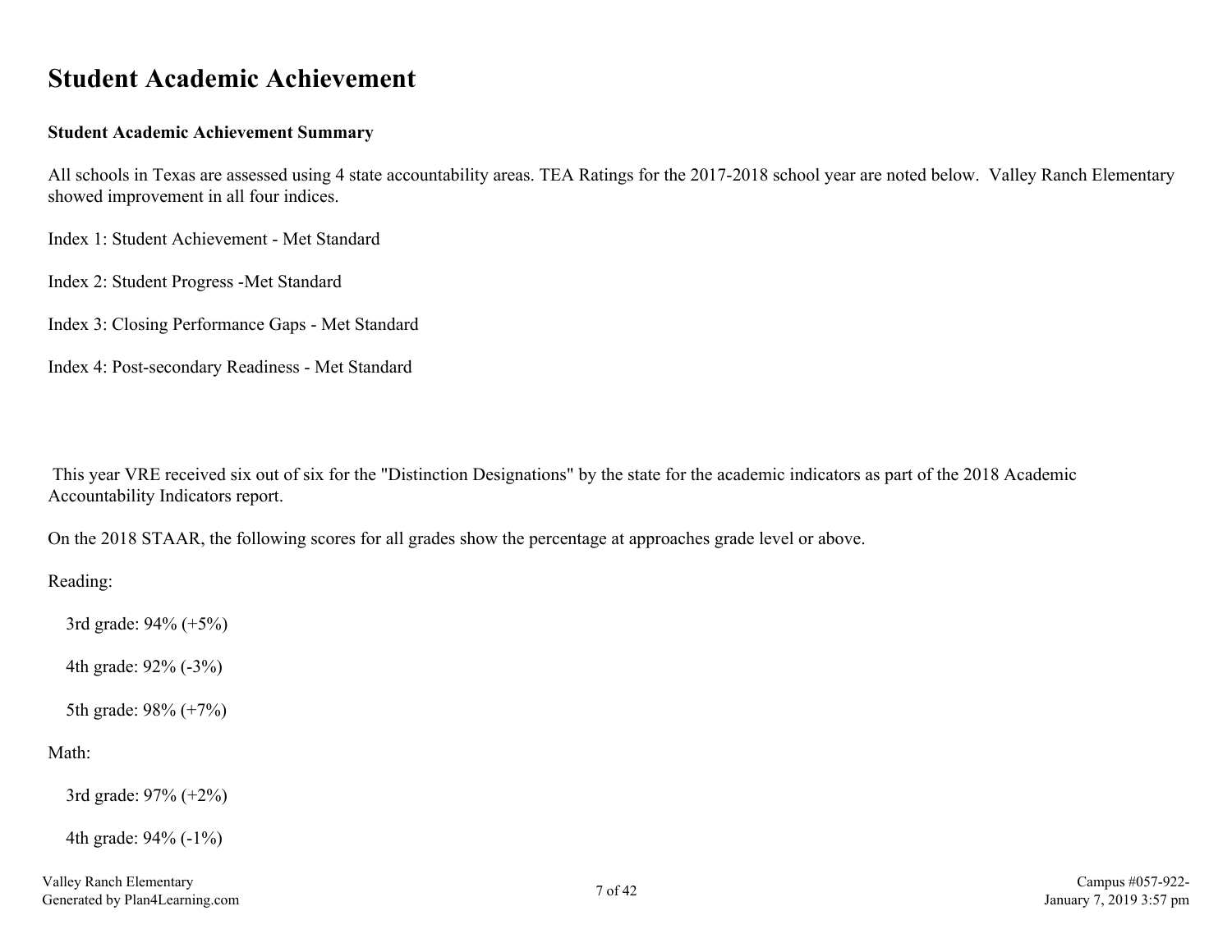# Student Academic Achievement

**Student Academic Achievement Summary**

All schools in Texas are assessed using 4 state accountability areas. TEA Ratings for the 2017-2018 school year are noted below. Valley Ranch Elementary showed improvement in all four indices.

Index 1: Student Achievement - Met Standard

Index 2: Student Progress -Met Standard

Index 3: Closing Performance Gaps - Met Standard

Index 4: Post-secondary Readiness - Met Standard

This year VRE received six out of six for the "Distinction Designations" by the state for the academic indicators as part of the 2018 Academic Accountability Indicators report.

On the 2018 STAAR, the following scores for all grades show the percentage at approaches grade level or above.

Reading:

- 3rd grade: 94% (+5%)
- 4th grade: 92% (-3%)
- 5th grade: 98% (+7%)

Math:

- 3rd grade: 97% (+2%)
- 4th grade: 94% (-1%)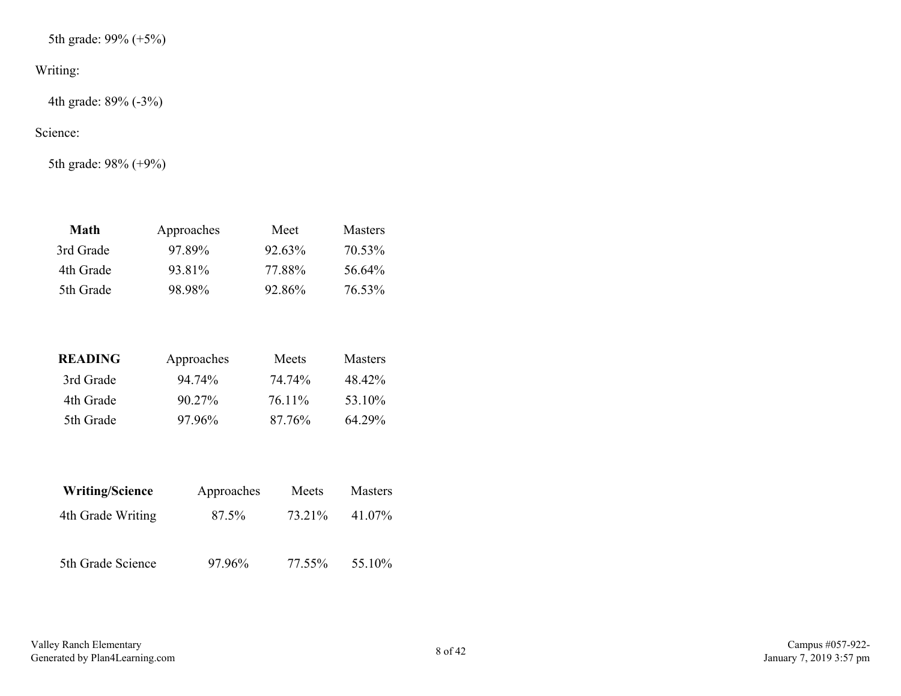5th grade: 99% (+5%)

Writing:

4th grade: 89% (-3%)

Science:

5th grade: 98% (+9%)

| **Math** | Approaches | Meet | Masters |
|---|---|---|---|
| 3rd Grade | 97.89% | 92.63% | 70.53% |
| 4th Grade | 93.81% | 77.88% | 56.64% |
| 5th Grade | 98.98% | 92.86% | 76.53% |

| **READING** | Approaches | Meets | Masters |
|---|---|---|---|
| 3rd Grade | 94.74% | 74.74% | 48.42% |
| 4th Grade | 90.27% | 76.11% | 53.10% |
| 5th Grade | 97.96% | 87.76% | 64.29% |

| **Writing/Science** | Approaches | Meets | Masters |
|---|---|---|---|
| 4th Grade Writing | 87.5% | 73.21% | 41.07% |
| 5th Grade Science | 97.96% | 77.55% | 55.10% |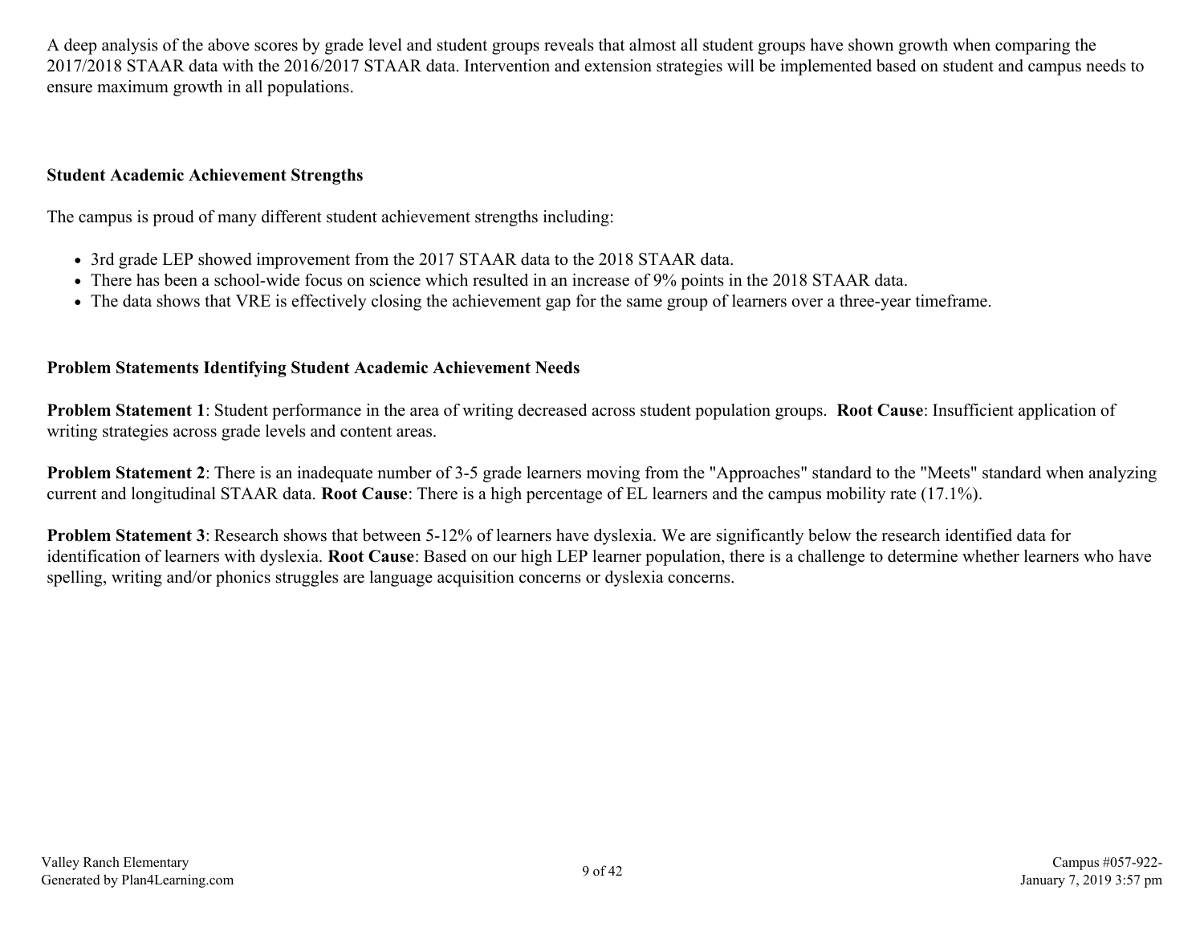A deep analysis of the above scores by grade level and student groups reveals that almost all student groups have shown growth when comparing the 2017/2018 STAAR data with the 2016/2017 STAAR data. Intervention and extension strategies will be implemented based on student and campus needs to ensure maximum growth in all populations.

**Student Academic Achievement Strengths**

The campus is proud of many different student achievement strengths including:

- 3rd grade LEP showed improvement from the 2017 STAAR data to the 2018 STAAR data.
- There has been a school-wide focus on science which resulted in an increase of 9% points in the 2018 STAAR data.
- The data shows that VRE is effectively closing the achievement gap for the same group of learners over a three-year timeframe.

**Problem Statements Identifying Student Academic Achievement Needs**

**Problem Statement 1**: Student performance in the area of writing decreased across student population groups. **Root Cause**: Insufficient application of writing strategies across grade levels and content areas.

**Problem Statement 2**: There is an inadequate number of 3-5 grade learners moving from the "Approaches" standard to the "Meets" standard when analyzing current and longitudinal STAAR data. **Root Cause**: There is a high percentage of EL learners and the campus mobility rate (17.1%).

**Problem Statement 3**: Research shows that between 5-12% of learners have dyslexia. We are significantly below the research identified data for identification of learners with dyslexia. **Root Cause**: Based on our high LEP learner population, there is a challenge to determine whether learners who have spelling, writing and/or phonics struggles are language acquisition concerns or dyslexia concerns.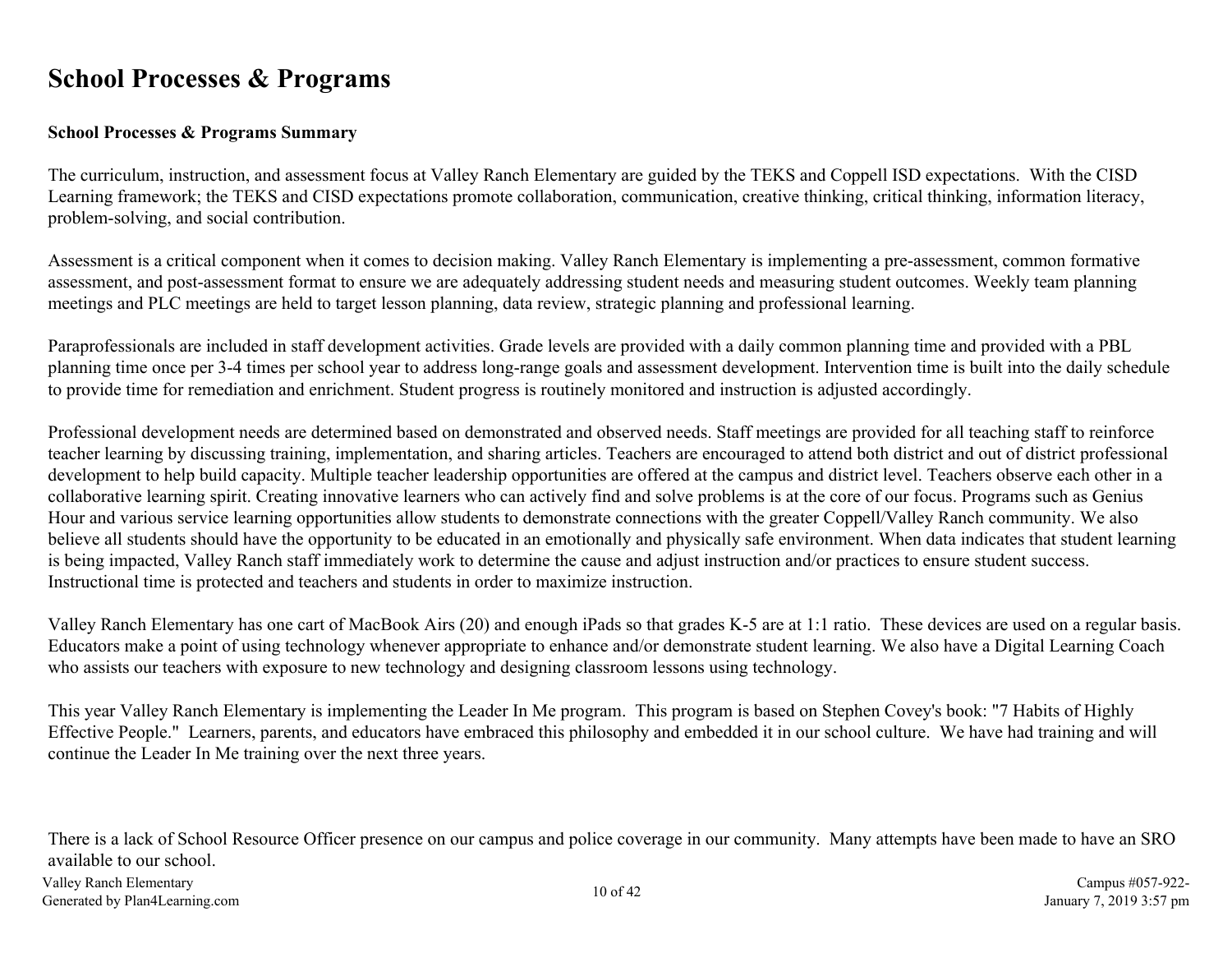# School Processes & Programs

**School Processes & Programs Summary**

The curriculum, instruction, and assessment focus at Valley Ranch Elementary are guided by the TEKS and Coppell ISD expectations. With the CISD Learning framework; the TEKS and CISD expectations promote collaboration, communication, creative thinking, critical thinking, information literacy, problem-solving, and social contribution.

Assessment is a critical component when it comes to decision making. Valley Ranch Elementary is implementing a pre-assessment, common formative assessment, and post-assessment format to ensure we are adequately addressing student needs and measuring student outcomes. Weekly team planning meetings and PLC meetings are held to target lesson planning, data review, strategic planning and professional learning.

Paraprofessionals are included in staff development activities. Grade levels are provided with a daily common planning time and provided with a PBL planning time once per 3-4 times per school year to address long-range goals and assessment development. Intervention time is built into the daily schedule to provide time for remediation and enrichment. Student progress is routinely monitored and instruction is adjusted accordingly.

Professional development needs are determined based on demonstrated and observed needs. Staff meetings are provided for all teaching staff to reinforce teacher learning by discussing training, implementation, and sharing articles. Teachers are encouraged to attend both district and out of district professional development to help build capacity. Multiple teacher leadership opportunities are offered at the campus and district level. Teachers observe each other in a collaborative learning spirit. Creating innovative learners who can actively find and solve problems is at the core of our focus. Programs such as Genius Hour and various service learning opportunities allow students to demonstrate connections with the greater Coppell/Valley Ranch community. We also believe all students should have the opportunity to be educated in an emotionally and physically safe environment. When data indicates that student learning is being impacted, Valley Ranch staff immediately work to determine the cause and adjust instruction and/or practices to ensure student success. Instructional time is protected and teachers and students in order to maximize instruction.

Valley Ranch Elementary has one cart of MacBook Airs (20) and enough iPads so that grades K-5 are at 1:1 ratio. These devices are used on a regular basis. Educators make a point of using technology whenever appropriate to enhance and/or demonstrate student learning. We also have a Digital Learning Coach who assists our teachers with exposure to new technology and designing classroom lessons using technology.

This year Valley Ranch Elementary is implementing the Leader In Me program. This program is based on Stephen Covey's book: "7 Habits of Highly Effective People." Learners, parents, and educators have embraced this philosophy and embedded it in our school culture. We have had training and will continue the Leader In Me training over the next three years.

There is a lack of School Resource Officer presence on our campus and police coverage in our community. Many attempts have been made to have an SRO available to our school.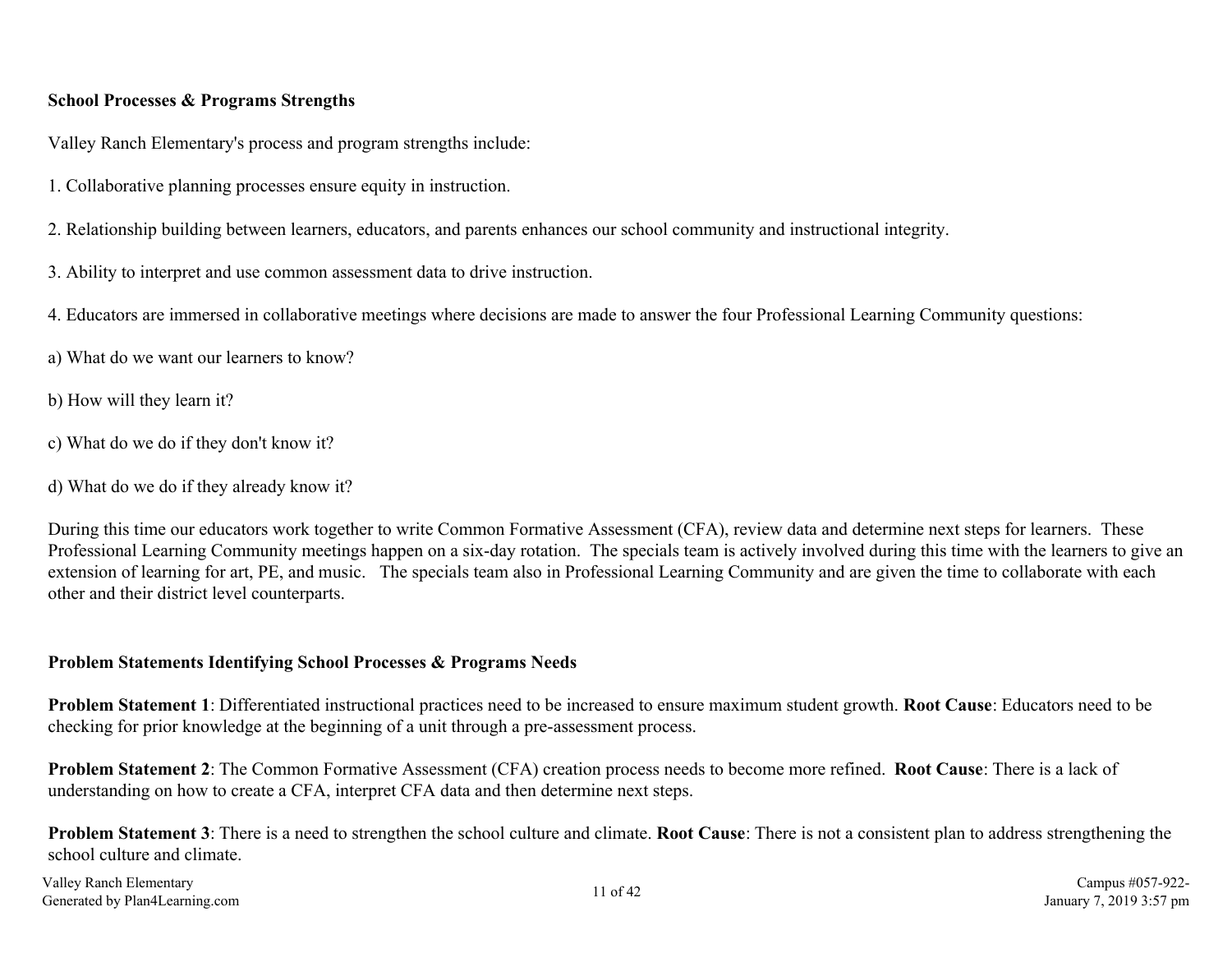**School Processes & Programs Strengths**

Valley Ranch Elementary's process and program strengths include:

1. Collaborative planning processes ensure equity in instruction.

2. Relationship building between learners, educators, and parents enhances our school community and instructional integrity.

3. Ability to interpret and use common assessment data to drive instruction.

4. Educators are immersed in collaborative meetings where decisions are made to answer the four Professional Learning Community questions:

a) What do we want our learners to know?

b) How will they learn it?

c) What do we do if they don't know it?

d) What do we do if they already know it?

During this time our educators work together to write Common Formative Assessment (CFA), review data and determine next steps for learners. These Professional Learning Community meetings happen on a six-day rotation. The specials team is actively involved during this time with the learners to give an extension of learning for art, PE, and music. The specials team also in Professional Learning Community and are given the time to collaborate with each other and their district level counterparts.

**Problem Statements Identifying School Processes & Programs Needs**

**Problem Statement 1**: Differentiated instructional practices need to be increased to ensure maximum student growth. **Root Cause**: Educators need to be checking for prior knowledge at the beginning of a unit through a pre-assessment process.

**Problem Statement 2**: The Common Formative Assessment (CFA) creation process needs to become more refined. **Root Cause**: There is a lack of understanding on how to create a CFA, interpret CFA data and then determine next steps.

**Problem Statement 3**: There is a need to strengthen the school culture and climate. **Root Cause**: There is not a consistent plan to address strengthening the school culture and climate.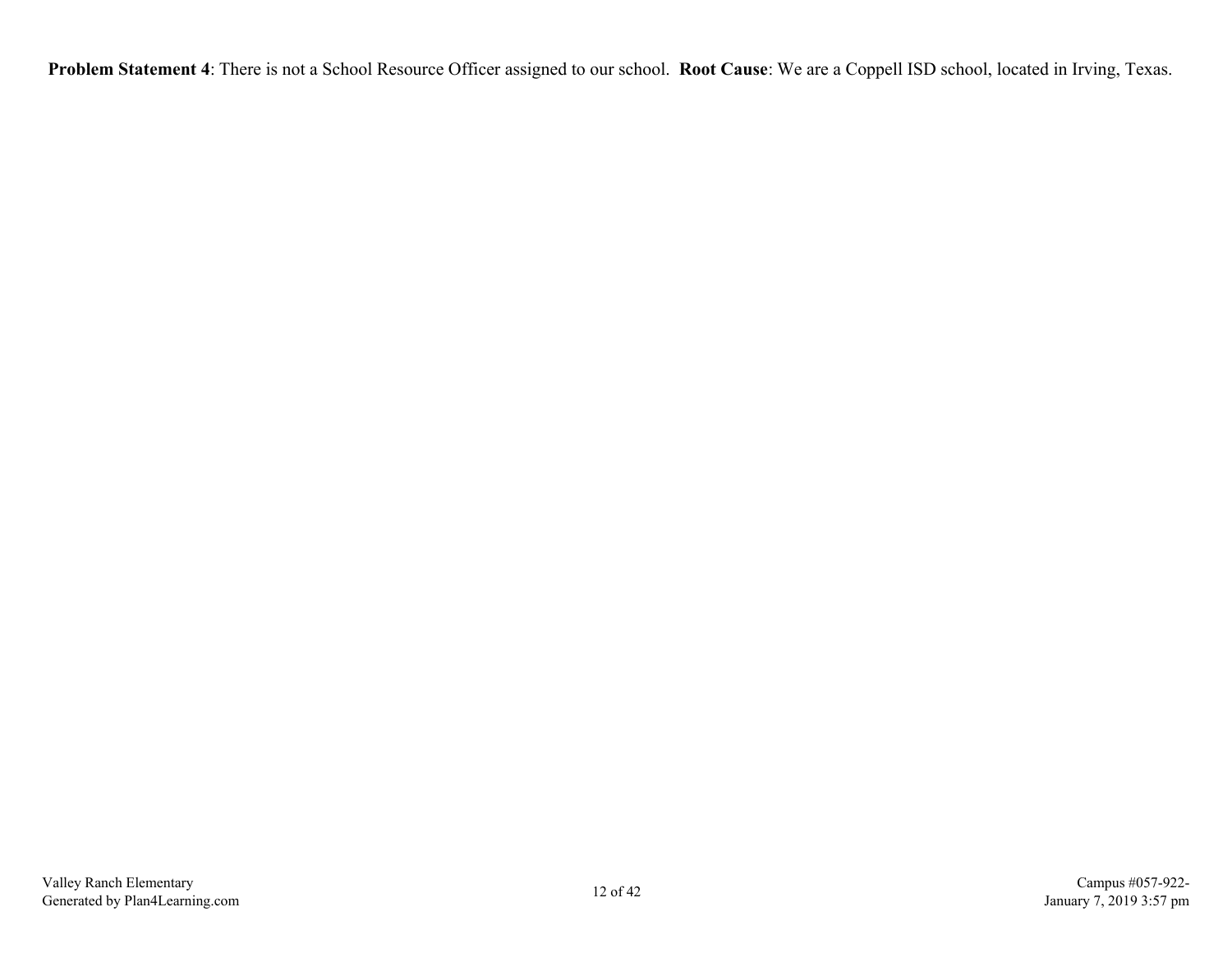**Problem Statement 4**: There is not a School Resource Officer assigned to our school. **Root Cause**: We are a Coppell ISD school, located in Irving, Texas.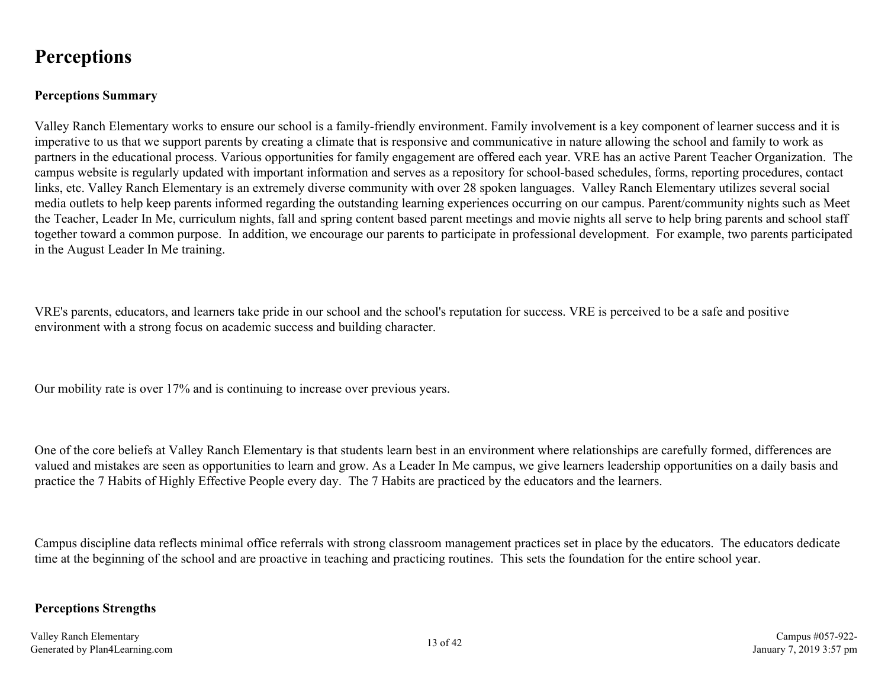# Perceptions

## Perceptions Summary

Valley Ranch Elementary works to ensure our school is a family-friendly environment. Family involvement is a key component of learner success and it is imperative to us that we support parents by creating a climate that is responsive and communicative in nature allowing the school and family to work as partners in the educational process. Various opportunities for family engagement are offered each year. VRE has an active Parent Teacher Organization. The campus website is regularly updated with important information and serves as a repository for school-based schedules, forms, reporting procedures, contact links, etc. Valley Ranch Elementary is an extremely diverse community with over 28 spoken languages. Valley Ranch Elementary utilizes several social media outlets to help keep parents informed regarding the outstanding learning experiences occurring on our campus. Parent/community nights such as Meet the Teacher, Leader In Me, curriculum nights, fall and spring content based parent meetings and movie nights all serve to help bring parents and school staff together toward a common purpose. In addition, we encourage our parents to participate in professional development. For example, two parents participated in the August Leader In Me training.

VRE's parents, educators, and learners take pride in our school and the school's reputation for success. VRE is perceived to be a safe and positive environment with a strong focus on academic success and building character.

Our mobility rate is over 17% and is continuing to increase over previous years.

One of the core beliefs at Valley Ranch Elementary is that students learn best in an environment where relationships are carefully formed, differences are valued and mistakes are seen as opportunities to learn and grow. As a Leader In Me campus, we give learners leadership opportunities on a daily basis and practice the 7 Habits of Highly Effective People every day. The 7 Habits are practiced by the educators and the learners.

Campus discipline data reflects minimal office referrals with strong classroom management practices set in place by the educators. The educators dedicate time at the beginning of the school and are proactive in teaching and practicing routines. This sets the foundation for the entire school year.

## Perceptions Strengths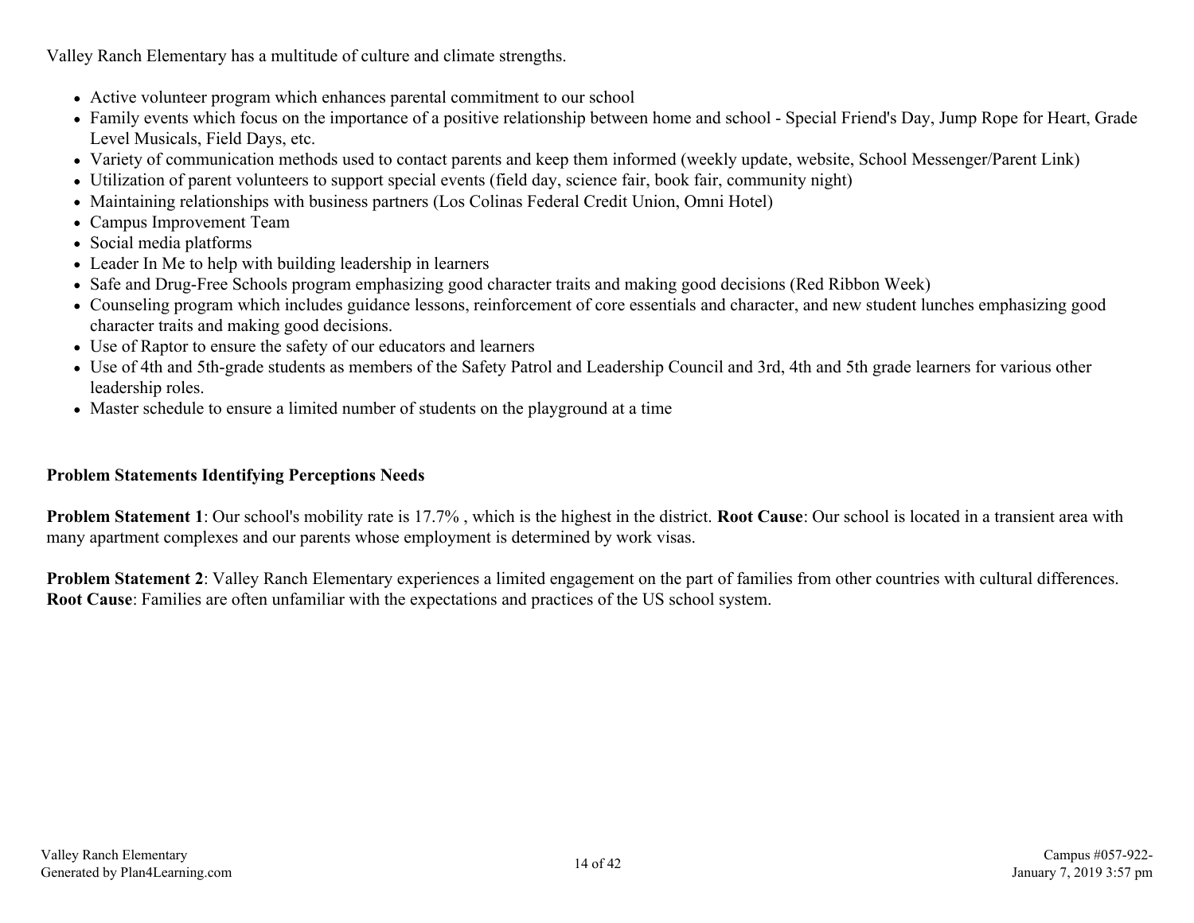Valley Ranch Elementary has a multitude of culture and climate strengths.

- Active volunteer program which enhances parental commitment to our school
- Family events which focus on the importance of a positive relationship between home and school - Special Friend's Day, Jump Rope for Heart, Grade Level Musicals, Field Days, etc.
- Variety of communication methods used to contact parents and keep them informed (weekly update, website, School Messenger/Parent Link)
- Utilization of parent volunteers to support special events (field day, science fair, book fair, community night)
- Maintaining relationships with business partners (Los Colinas Federal Credit Union, Omni Hotel)
- Campus Improvement Team
- Social media platforms
- Leader In Me to help with building leadership in learners
- Safe and Drug-Free Schools program emphasizing good character traits and making good decisions (Red Ribbon Week)
- Counseling program which includes guidance lessons, reinforcement of core essentials and character, and new student lunches emphasizing good character traits and making good decisions.
- Use of Raptor to ensure the safety of our educators and learners
- Use of 4th and 5th-grade students as members of the Safety Patrol and Leadership Council and 3rd, 4th and 5th grade learners for various other leadership roles.
- Master schedule to ensure a limited number of students on the playground at a time

**Problem Statements Identifying Perceptions Needs**

**Problem Statement 1**: Our school's mobility rate is 17.7% , which is the highest in the district. **Root Cause**: Our school is located in a transient area with many apartment complexes and our parents whose employment is determined by work visas.

**Problem Statement 2**: Valley Ranch Elementary experiences a limited engagement on the part of families from other countries with cultural differences. **Root Cause**: Families are often unfamiliar with the expectations and practices of the US school system.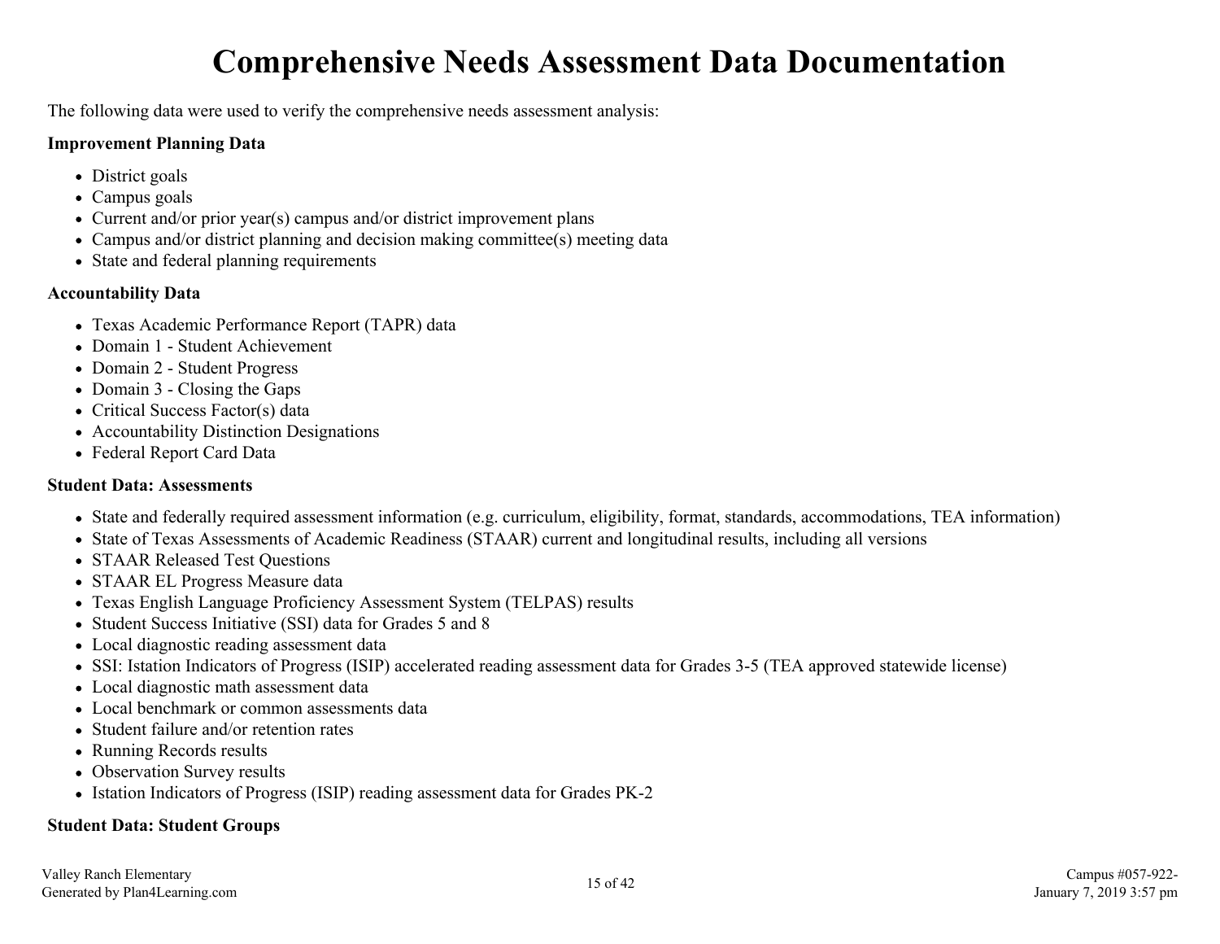# Comprehensive Needs Assessment Data Documentation

The following data were used to verify the comprehensive needs assessment analysis:

**Improvement Planning Data**

- District goals
- Campus goals
- Current and/or prior year(s) campus and/or district improvement plans
- Campus and/or district planning and decision making committee(s) meeting data
- State and federal planning requirements

**Accountability Data**

- Texas Academic Performance Report (TAPR) data
- Domain 1 - Student Achievement
- Domain 2 - Student Progress
- Domain 3 - Closing the Gaps
- Critical Success Factor(s) data
- Accountability Distinction Designations
- Federal Report Card Data

**Student Data: Assessments**

- State and federally required assessment information (e.g. curriculum, eligibility, format, standards, accommodations, TEA information)
- State of Texas Assessments of Academic Readiness (STAAR) current and longitudinal results, including all versions
- STAAR Released Test Questions
- STAAR EL Progress Measure data
- Texas English Language Proficiency Assessment System (TELPAS) results
- Student Success Initiative (SSI) data for Grades 5 and 8
- Local diagnostic reading assessment data
- SSI: Istation Indicators of Progress (ISIP) accelerated reading assessment data for Grades 3-5 (TEA approved statewide license)
- Local diagnostic math assessment data
- Local benchmark or common assessments data
- Student failure and/or retention rates
- Running Records results
- Observation Survey results
- Istation Indicators of Progress (ISIP) reading assessment data for Grades PK-2

**Student Data: Student Groups**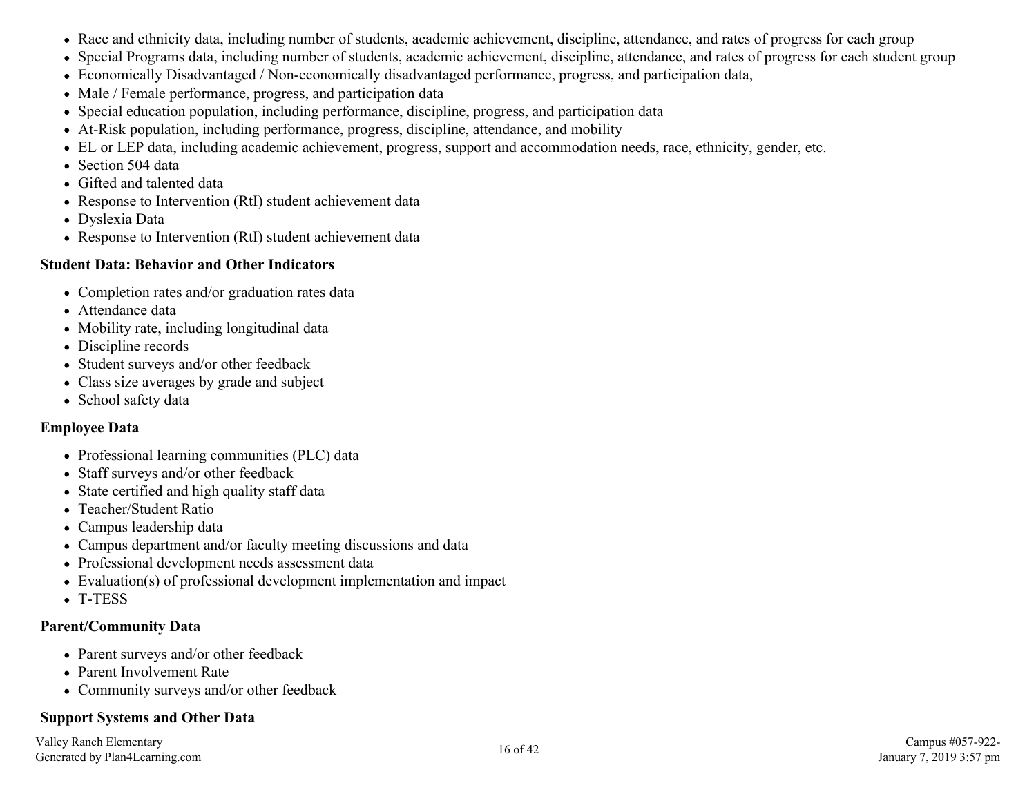- Race and ethnicity data, including number of students, academic achievement, discipline, attendance, and rates of progress for each group
- Special Programs data, including number of students, academic achievement, discipline, attendance, and rates of progress for each student group
- Economically Disadvantaged / Non-economically disadvantaged performance, progress, and participation data,
- Male / Female performance, progress, and participation data
- Special education population, including performance, discipline, progress, and participation data
- At-Risk population, including performance, progress, discipline, attendance, and mobility
- EL or LEP data, including academic achievement, progress, support and accommodation needs, race, ethnicity, gender, etc.
- Section 504 data
- Gifted and talented data
- Response to Intervention (RtI) student achievement data
- Dyslexia Data
- Response to Intervention (RtI) student achievement data

**Student Data: Behavior and Other Indicators**

- Completion rates and/or graduation rates data
- Attendance data
- Mobility rate, including longitudinal data
- Discipline records
- Student surveys and/or other feedback
- Class size averages by grade and subject
- School safety data

**Employee Data**

- Professional learning communities (PLC) data
- Staff surveys and/or other feedback
- State certified and high quality staff data
- Teacher/Student Ratio
- Campus leadership data
- Campus department and/or faculty meeting discussions and data
- Professional development needs assessment data
- Evaluation(s) of professional development implementation and impact
- T-TESS

**Parent/Community Data**

- Parent surveys and/or other feedback
- Parent Involvement Rate
- Community surveys and/or other feedback

**Support Systems and Other Data**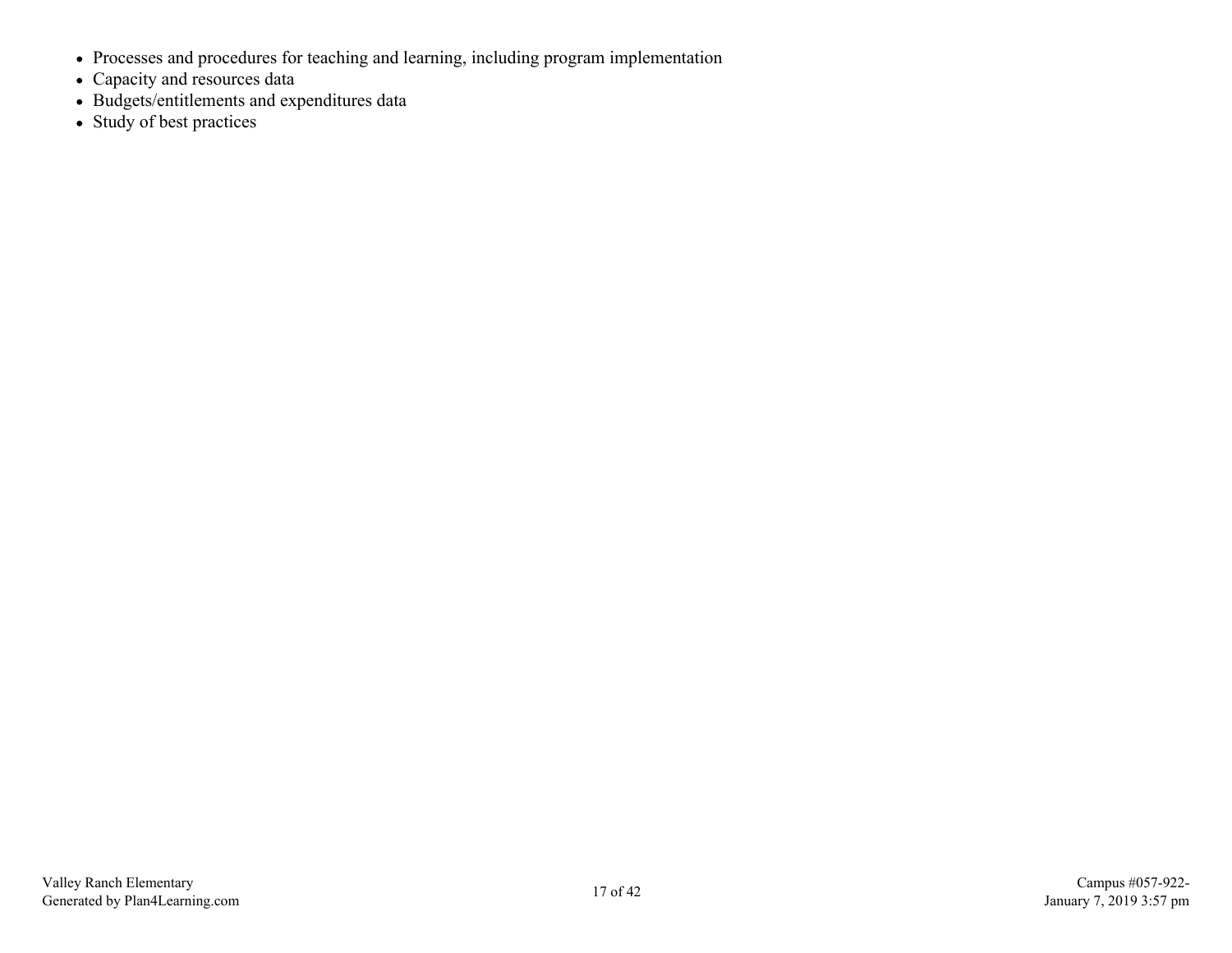- Processes and procedures for teaching and learning, including program implementation
- Capacity and resources data
- Budgets/entitlements and expenditures data
- Study of best practices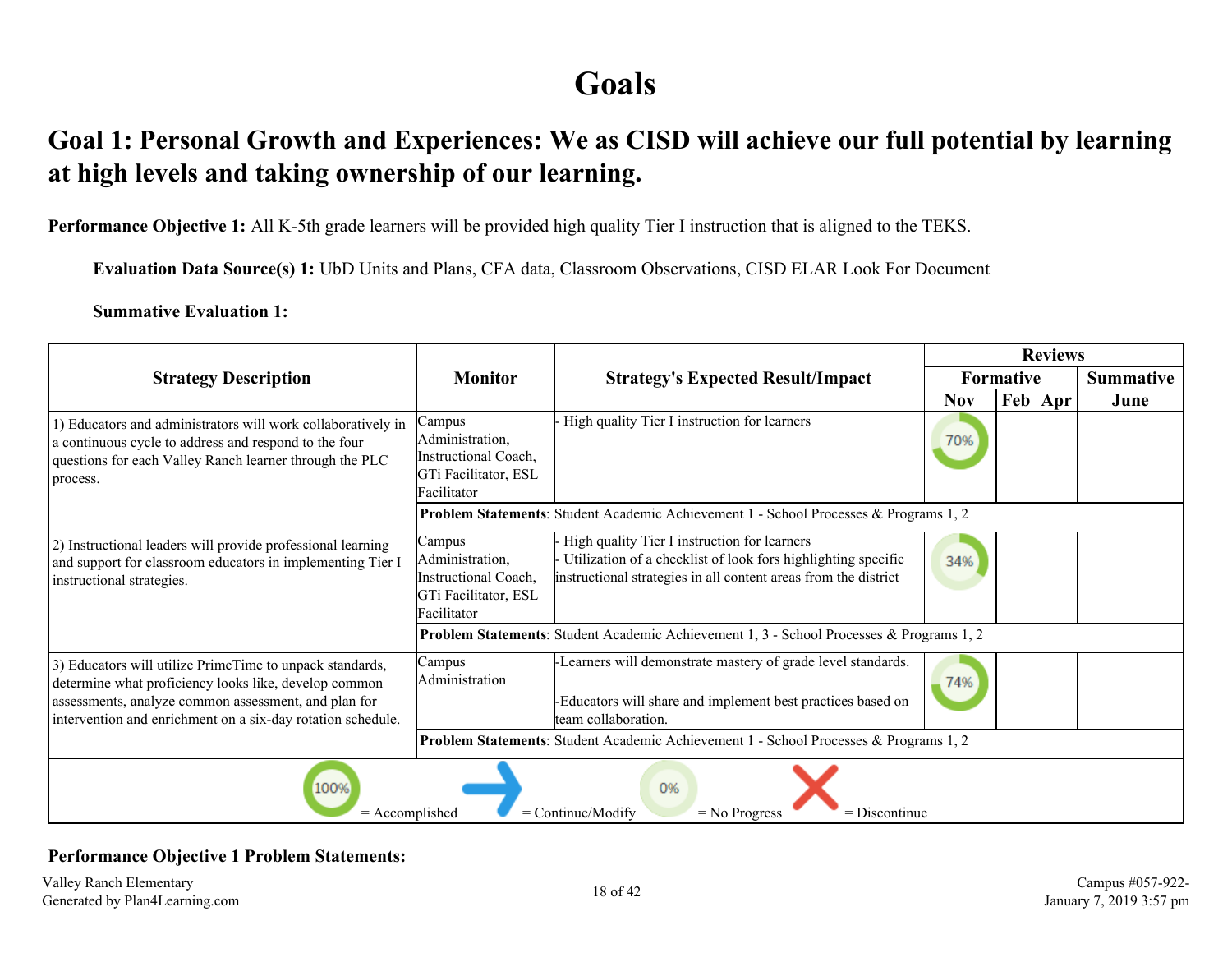# Goals

## Goal 1: Personal Growth and Experiences: We as CISD will achieve our full potential by learning at high levels and taking ownership of our learning.

**Performance Objective 1:** All K-5th grade learners will be provided high quality Tier I instruction that is aligned to the TEKS.

**Evaluation Data Source(s) 1:** UbD Units and Plans, CFA data, Classroom Observations, CISD ELAR Look For Document

**Summative Evaluation 1:**

| Strategy Description | Monitor | Strategy's Expected Result/Impact | Reviews | | | |
|---|---|---|---|---|---|---|
| | | | Formative | | | Summative |
| | | | Nov | Feb | Apr | June |
| 1) Educators and administrators will work collaboratively in a continuous cycle to address and respond to the four questions for each Valley Ranch learner through the PLC process. | Campus Administration, Instructional Coach, GTi Facilitator, ESL Facilitator | - High quality Tier I instruction for learners | 70% | | | |
| | **Problem Statements**: Student Academic Achievement 1 - School Processes & Programs 1, 2 | | | | | |
| 2) Instructional leaders will provide professional learning and support for classroom educators in implementing Tier I instructional strategies. | Campus Administration, Instructional Coach, GTi Facilitator, ESL Facilitator | - High quality Tier I instruction for learners<br>- Utilization of a checklist of look fors highlighting specific instructional strategies in all content areas from the district | 34% | | | |
| | **Problem Statements**: Student Academic Achievement 1, 3 - School Processes & Programs 1, 2 | | | | | |
| 3) Educators will utilize PrimeTime to unpack standards, determine what proficiency looks like, develop common assessments, analyze common assessment, and plan for intervention and enrichment on a six-day rotation schedule. | Campus Administration | -Learners will demonstrate mastery of grade level standards.<br><br>-Educators will share and implement best practices based on team collaboration. | 74% | | | |
| | **Problem Statements**: Student Academic Achievement 1 - School Processes & Programs 1, 2 | | | | | |

100% = Accomplished → = Continue/Modify 0% = No Progress ✕ = Discontinue

**Performance Objective 1 Problem Statements:**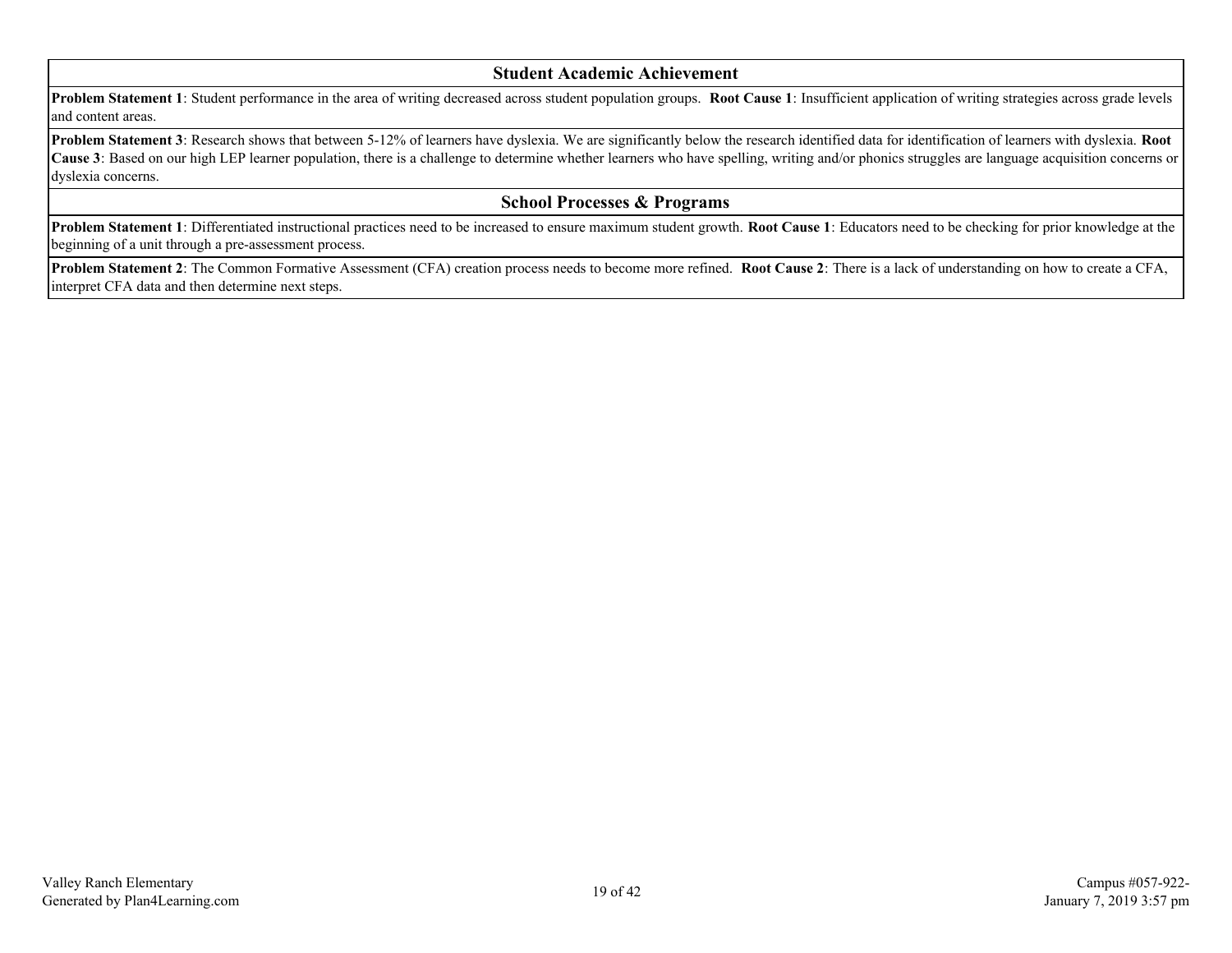## Student Academic Achievement

**Problem Statement 1**: Student performance in the area of writing decreased across student population groups. **Root Cause 1**: Insufficient application of writing strategies across grade levels and content areas.

**Problem Statement 3**: Research shows that between 5-12% of learners have dyslexia. We are significantly below the research identified data for identification of learners with dyslexia. **Root Cause 3**: Based on our high LEP learner population, there is a challenge to determine whether learners who have spelling, writing and/or phonics struggles are language acquisition concerns or dyslexia concerns.

## School Processes & Programs

**Problem Statement 1**: Differentiated instructional practices need to be increased to ensure maximum student growth. **Root Cause 1**: Educators need to be checking for prior knowledge at the beginning of a unit through a pre-assessment process.

**Problem Statement 2**: The Common Formative Assessment (CFA) creation process needs to become more refined. **Root Cause 2**: There is a lack of understanding on how to create a CFA, interpret CFA data and then determine next steps.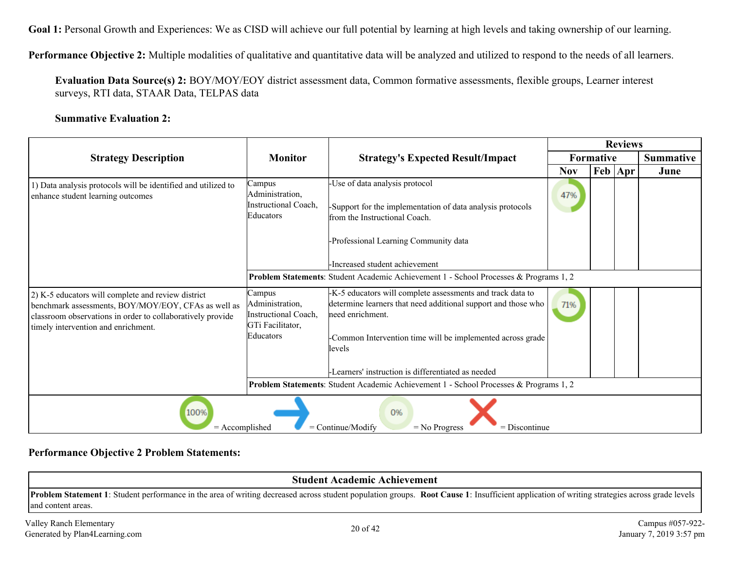**Goal 1:** Personal Growth and Experiences: We as CISD will achieve our full potential by learning at high levels and taking ownership of our learning.

**Performance Objective 2:** Multiple modalities of qualitative and quantitative data will be analyzed and utilized to respond to the needs of all learners.

**Evaluation Data Source(s) 2:** BOY/MOY/EOY district assessment data, Common formative assessments, flexible groups, Learner interest surveys, RTI data, STAAR Data, TELPAS data

**Summative Evaluation 2:**

| Strategy Description | Monitor | Strategy's Expected Result/Impact | Reviews | | | |
|---|---|---|---|---|---|---|
| | | | Formative | | | Summative |
| | | | Nov | Feb | Apr | June |
| 1) Data analysis protocols will be identified and utilized to enhance student learning outcomes | Campus Administration, Instructional Coach, Educators | -Use of data analysis protocol<br><br>-Support for the implementation of data analysis protocols from the Instructional Coach.<br><br>-Professional Learning Community data<br><br>-Increased student achievement | 47% | | | |
| | **Problem Statements**: Student Academic Achievement 1 - School Processes & Programs 1, 2 | | | | | |
| 2) K-5 educators will complete and review district benchmark assessments, BOY/MOY/EOY, CFAs as well as classroom observations in order to collaboratively provide timely intervention and enrichment. | Campus Administration, Instructional Coach, GTi Facilitator, Educators | -K-5 educators will complete assessments and track data to determine learners that need additional support and those who need enrichment.<br><br>-Common Intervention time will be implemented across grade levels<br><br>-Learners' instruction is differentiated as needed | 71% | | | |
| | **Problem Statements**: Student Academic Achievement 1 - School Processes & Programs 1, 2 | | | | | |

100% = Accomplished → = Continue/Modify 0% = No Progress ✕ = Discontinue

**Performance Objective 2 Problem Statements:**

| Student Academic Achievement |
|---|
| **Problem Statement 1**: Student performance in the area of writing decreased across student population groups. **Root Cause 1**: Insufficient application of writing strategies across grade levels and content areas. |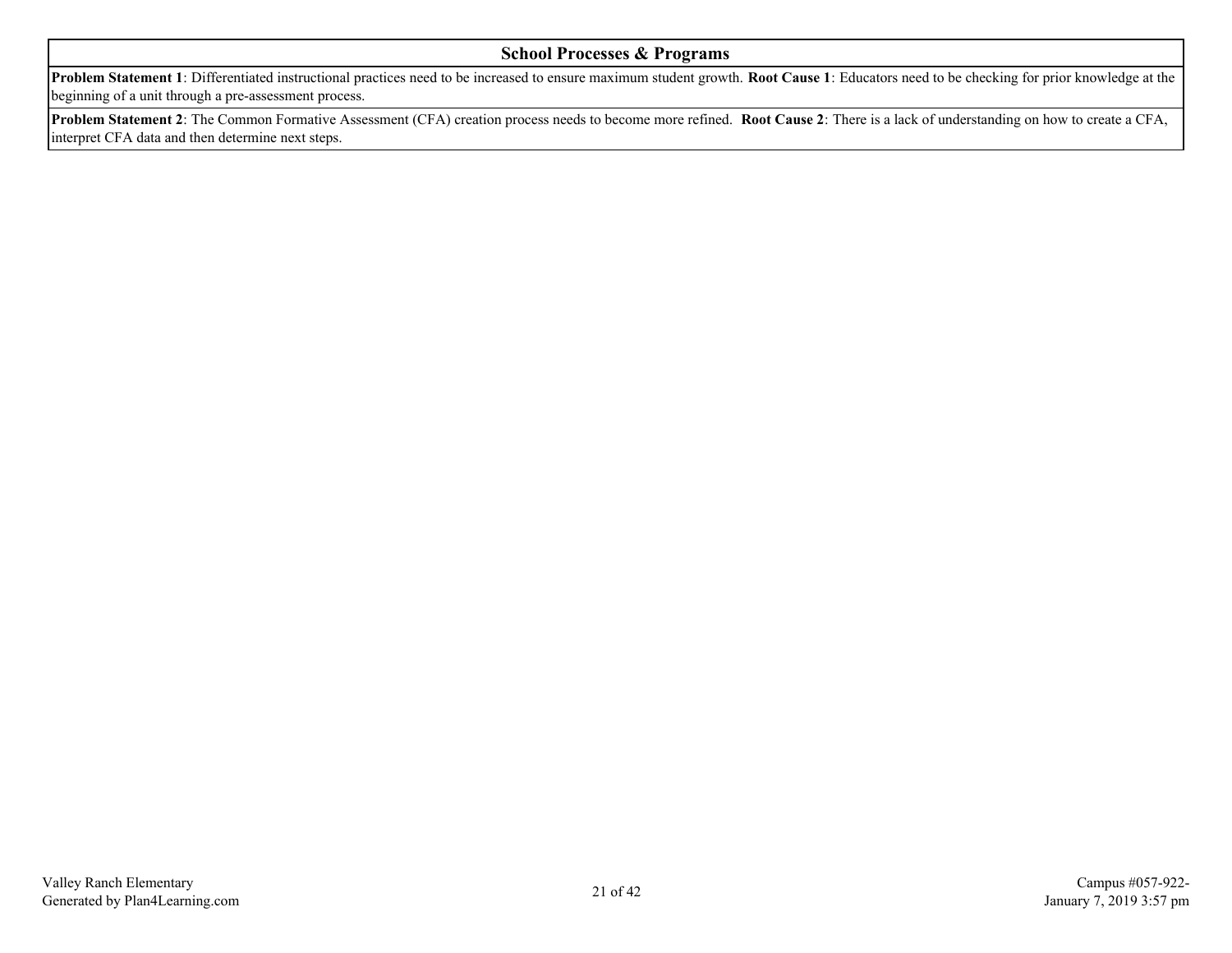## School Processes & Programs

**Problem Statement 1**: Differentiated instructional practices need to be increased to ensure maximum student growth. **Root Cause 1**: Educators need to be checking for prior knowledge at the beginning of a unit through a pre-assessment process.

**Problem Statement 2**: The Common Formative Assessment (CFA) creation process needs to become more refined. **Root Cause 2**: There is a lack of understanding on how to create a CFA, interpret CFA data and then determine next steps.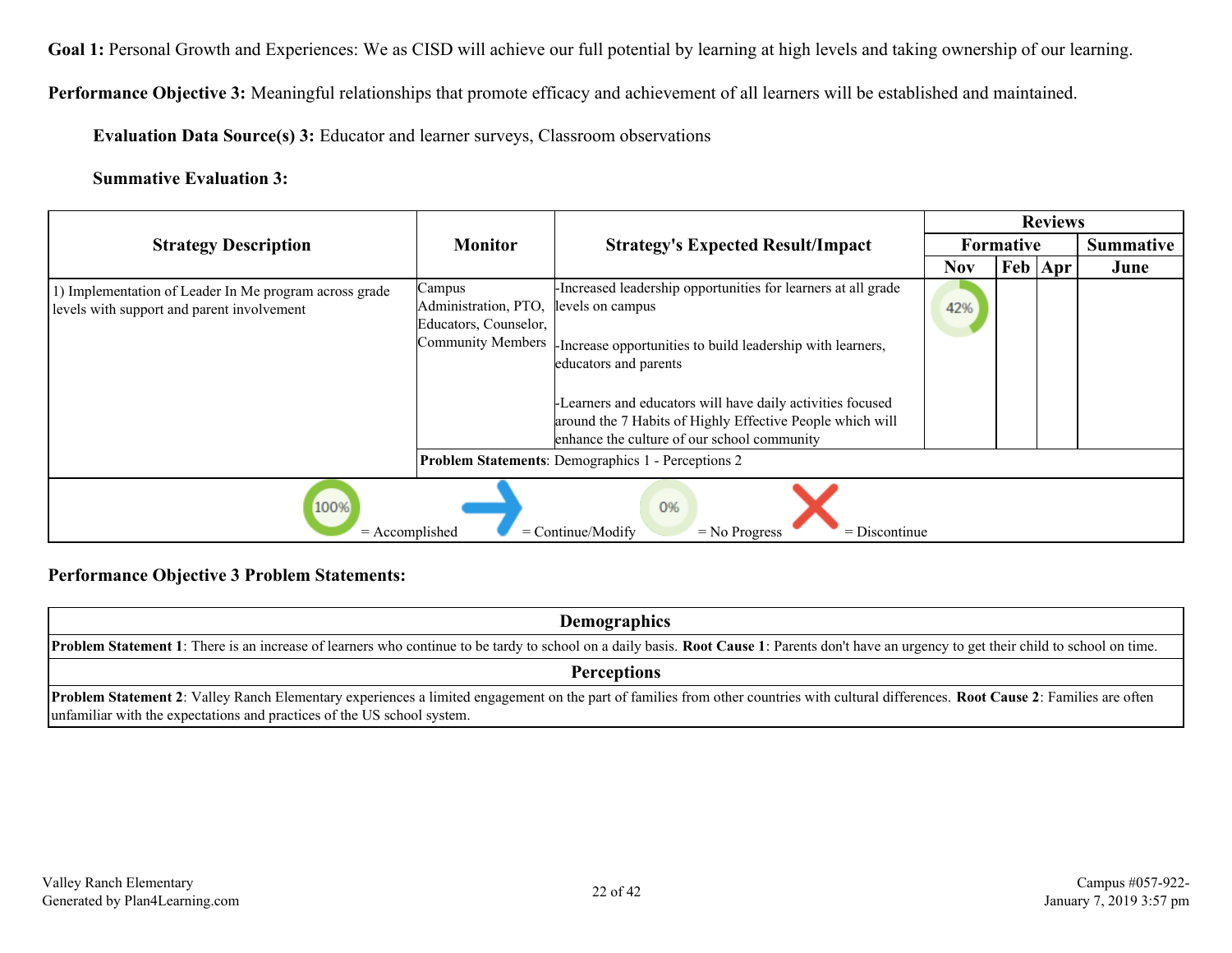**Goal 1:** Personal Growth and Experiences: We as CISD will achieve our full potential by learning at high levels and taking ownership of our learning.

**Performance Objective 3:** Meaningful relationships that promote efficacy and achievement of all learners will be established and maintained.

**Evaluation Data Source(s) 3:** Educator and learner surveys, Classroom observations

**Summative Evaluation 3:**

| Strategy Description | Monitor | Strategy's Expected Result/Impact | Reviews | | | |
|---|---|---|---|---|---|---|
| | | | Formative | | | Summative |
| | | | Nov | Feb | Apr | June |
| 1) Implementation of Leader In Me program across grade levels with support and parent involvement | Campus Administration, PTO, Educators, Counselor, Community Members | -Increased leadership opportunities for learners at all grade levels on campus<br><br>-Increase opportunities to build leadership with learners, educators and parents<br><br>-Learners and educators will have daily activities focused around the 7 Habits of Highly Effective People which will enhance the culture of our school community | 42% | | | |
| | **Problem Statements**: Demographics 1 - Perceptions 2 | | | | | |

100% = Accomplished | = Continue/Modify | 0% = No Progress | = Discontinue

**Performance Objective 3 Problem Statements:**

| Demographics |
|---|
| **Problem Statement 1**: There is an increase of learners who continue to be tardy to school on a daily basis. **Root Cause 1**: Parents don't have an urgency to get their child to school on time. |
| **Perceptions** |
| **Problem Statement 2**: Valley Ranch Elementary experiences a limited engagement on the part of families from other countries with cultural differences. **Root Cause 2**: Families are often unfamiliar with the expectations and practices of the US school system. |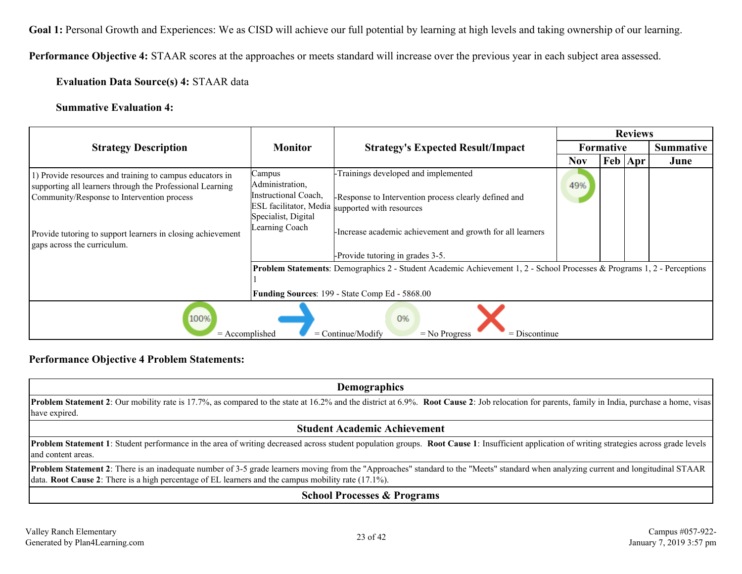**Goal 1:** Personal Growth and Experiences: We as CISD will achieve our full potential by learning at high levels and taking ownership of our learning.

**Performance Objective 4:** STAAR scores at the approaches or meets standard will increase over the previous year in each subject area assessed.

**Evaluation Data Source(s) 4:** STAAR data

**Summative Evaluation 4:**

| Strategy Description | Monitor | Strategy's Expected Result/Impact | Reviews | | | |
|---|---|---|---|---|---|---|
| | | | Formative | | | Summative |
| | | | Nov | Feb | Apr | June |
| 1) Provide resources and training to campus educators in supporting all learners through the Professional Learning Community/Response to Intervention process<br><br>Provide tutoring to support learners in closing achievement gaps across the curriculum. | Campus Administration, Instructional Coach, ESL facilitator, Media Specialist, Digital Learning Coach | -Trainings developed and implemented<br><br>-Response to Intervention process clearly defined and supported with resources<br><br>-Increase academic achievement and growth for all learners<br><br>-Provide tutoring in grades 3-5. | 49% | | | |
| | **Problem Statements**: Demographics 2 - Student Academic Achievement 1, 2 - School Processes & Programs 1, 2 - Perceptions 1<br><br>**Funding Sources**: 199 - State Comp Ed - 5868.00 | | | | | |

100% = Accomplished, → = Continue/Modify, 0% = No Progress, X = Discontinue

**Performance Objective 4 Problem Statements:**

| Demographics |
|---|
| **Problem Statement 2**: Our mobility rate is 17.7%, as compared to the state at 16.2% and the district at 6.9%. **Root Cause 2**: Job relocation for parents, family in India, purchase a home, visas have expired. |

| Student Academic Achievement |
|---|
| **Problem Statement 1**: Student performance in the area of writing decreased across student population groups. **Root Cause 1**: Insufficient application of writing strategies across grade levels and content areas. |
| **Problem Statement 2**: There is an inadequate number of 3-5 grade learners moving from the "Approaches" standard to the "Meets" standard when analyzing current and longitudinal STAAR data. **Root Cause 2**: There is a high percentage of EL learners and the campus mobility rate (17.1%). |

| School Processes & Programs |
|---|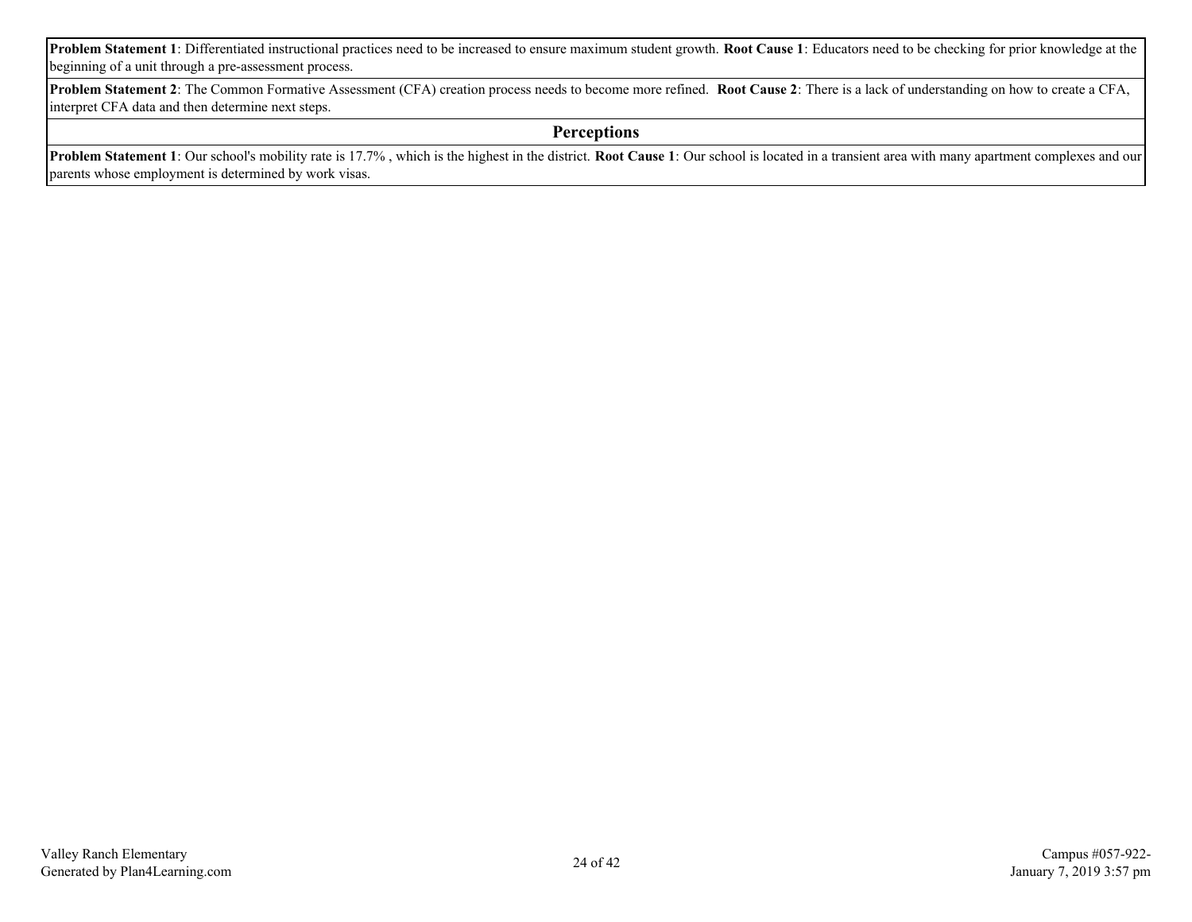**Problem Statement 1**: Differentiated instructional practices need to be increased to ensure maximum student growth. **Root Cause 1**: Educators need to be checking for prior knowledge at the beginning of a unit through a pre-assessment process.

**Problem Statement 2**: The Common Formative Assessment (CFA) creation process needs to become more refined. **Root Cause 2**: There is a lack of understanding on how to create a CFA, interpret CFA data and then determine next steps.

## Perceptions

**Problem Statement 1**: Our school's mobility rate is 17.7% , which is the highest in the district. **Root Cause 1**: Our school is located in a transient area with many apartment complexes and our parents whose employment is determined by work visas.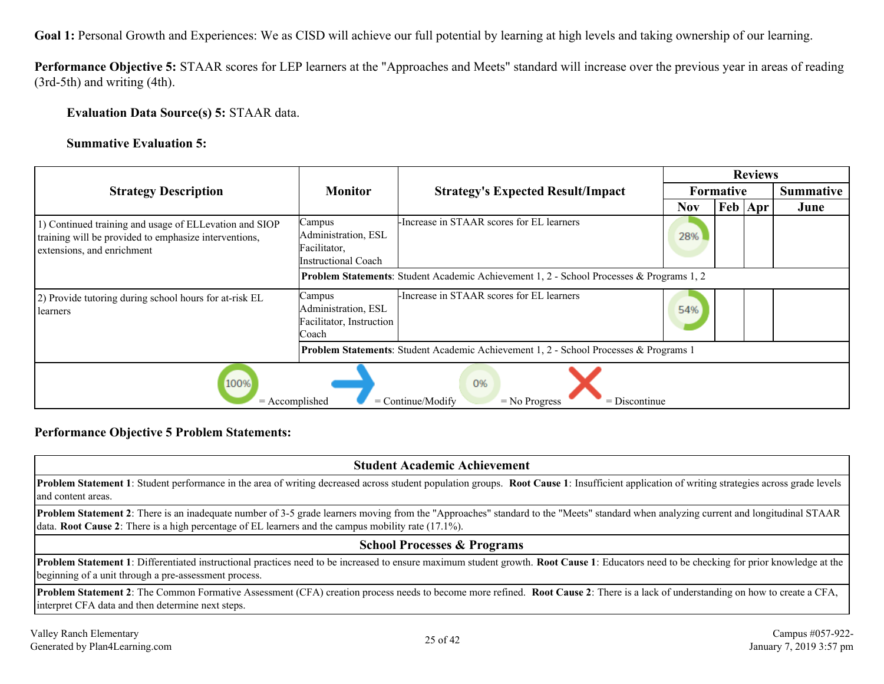**Goal 1:** Personal Growth and Experiences: We as CISD will achieve our full potential by learning at high levels and taking ownership of our learning.

**Performance Objective 5:** STAAR scores for LEP learners at the "Approaches and Meets" standard will increase over the previous year in areas of reading (3rd-5th) and writing (4th).

**Evaluation Data Source(s) 5:** STAAR data.

**Summative Evaluation 5:**

| Strategy Description | Monitor | Strategy's Expected Result/Impact | Reviews | | | |
|---|---|---|---|---|---|---|
| | | | Formative | | | Summative |
| | | | Nov | Feb | Apr | June |
| 1) Continued training and usage of ELLevation and SIOP training will be provided to emphasize interventions, extensions, and enrichment | Campus Administration, ESL Facilitator, Instructional Coach | -Increase in STAAR scores for EL learners | 28% | | | |
| | **Problem Statements**: Student Academic Achievement 1, 2 - School Processes & Programs 1, 2 | | | | | |
| 2) Provide tutoring during school hours for at-risk EL learners | Campus Administration, ESL Facilitator, Instruction Coach | -Increase in STAAR scores for EL learners | 54% | | | |
| | **Problem Statements**: Student Academic Achievement 1, 2 - School Processes & Programs 1 | | | | | |

100% = Accomplished → = Continue/Modify 0% = No Progress ✗ = Discontinue

**Performance Objective 5 Problem Statements:**

| Student Academic Achievement |
|---|
| **Problem Statement 1**: Student performance in the area of writing decreased across student population groups. **Root Cause 1**: Insufficient application of writing strategies across grade levels and content areas. |
| **Problem Statement 2**: There is an inadequate number of 3-5 grade learners moving from the "Approaches" standard to the "Meets" standard when analyzing current and longitudinal STAAR data. **Root Cause 2**: There is a high percentage of EL learners and the campus mobility rate (17.1%). |

| School Processes & Programs |
|---|
| **Problem Statement 1**: Differentiated instructional practices need to be increased to ensure maximum student growth. **Root Cause 1**: Educators need to be checking for prior knowledge at the beginning of a unit through a pre-assessment process. |
| **Problem Statement 2**: The Common Formative Assessment (CFA) creation process needs to become more refined. **Root Cause 2**: There is a lack of understanding on how to create a CFA, interpret CFA data and then determine next steps. |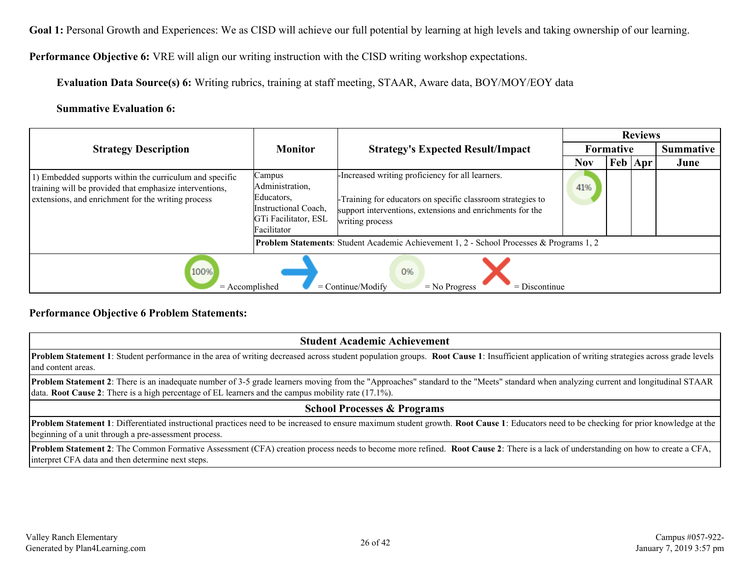**Goal 1:** Personal Growth and Experiences: We as CISD will achieve our full potential by learning at high levels and taking ownership of our learning.

**Performance Objective 6:** VRE will align our writing instruction with the CISD writing workshop expectations.

**Evaluation Data Source(s) 6:** Writing rubrics, training at staff meeting, STAAR, Aware data, BOY/MOY/EOY data

**Summative Evaluation 6:**

| Strategy Description | Monitor | Strategy's Expected Result/Impact | Reviews | | | |
|---|---|---|---|---|---|---|
| | | | Formative | | | Summative |
| | | | Nov | Feb | Apr | June |
| 1) Embedded supports within the curriculum and specific training will be provided that emphasize interventions, extensions, and enrichment for the writing process | Campus Administration, Educators, Instructional Coach, GTi Facilitator, ESL Facilitator | -Increased writing proficiency for all learners.<br><br>-Training for educators on specific classroom strategies to support interventions, extensions and enrichments for the writing process | 41% | | | |
| | **Problem Statements**: Student Academic Achievement 1, 2 - School Processes & Programs 1, 2 | | | | | |

100% = Accomplished → = Continue/Modify 0% = No Progress X = Discontinue

**Performance Objective 6 Problem Statements:**

| Student Academic Achievement |
|---|
| **Problem Statement 1**: Student performance in the area of writing decreased across student population groups. **Root Cause 1**: Insufficient application of writing strategies across grade levels and content areas. |
| **Problem Statement 2**: There is an inadequate number of 3-5 grade learners moving from the "Approaches" standard to the "Meets" standard when analyzing current and longitudinal STAAR data. **Root Cause 2**: There is a high percentage of EL learners and the campus mobility rate (17.1%). |

| School Processes & Programs |
|---|
| **Problem Statement 1**: Differentiated instructional practices need to be increased to ensure maximum student growth. **Root Cause 1**: Educators need to be checking for prior knowledge at the beginning of a unit through a pre-assessment process. |
| **Problem Statement 2**: The Common Formative Assessment (CFA) creation process needs to become more refined. **Root Cause 2**: There is a lack of understanding on how to create a CFA, interpret CFA data and then determine next steps. |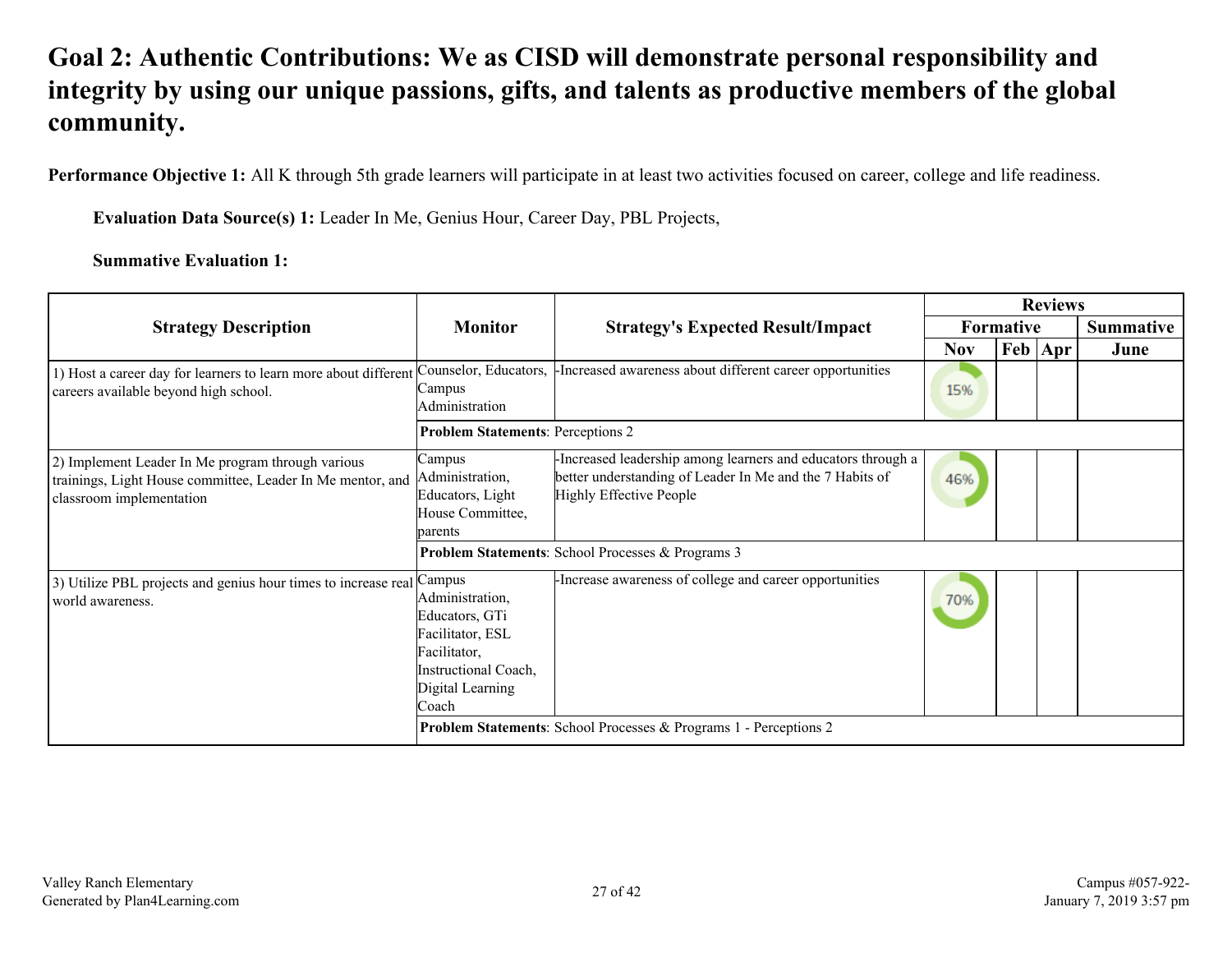# Goal 2: Authentic Contributions: We as CISD will demonstrate personal responsibility and integrity by using our unique passions, gifts, and talents as productive members of the global community.

**Performance Objective 1:** All K through 5th grade learners will participate in at least two activities focused on career, college and life readiness.

**Evaluation Data Source(s) 1:** Leader In Me, Genius Hour, Career Day, PBL Projects,

**Summative Evaluation 1:**

| Strategy Description | Monitor | Strategy's Expected Result/Impact | Reviews | | | |
|---|---|---|---|---|---|---|
| | | | Formative | | | Summative |
| | | | Nov | Feb | Apr | June |
| 1) Host a career day for learners to learn more about different careers available beyond high school. | Counselor, Educators, Campus Administration | -Increased awareness about different career opportunities | 15% | | | |
| | **Problem Statements**: Perceptions 2 | | | | | |
| 2) Implement Leader In Me program through various trainings, Light House committee, Leader In Me mentor, and classroom implementation | Campus Administration, Educators, Light House Committee, parents | -Increased leadership among learners and educators through a better understanding of Leader In Me and the 7 Habits of Highly Effective People | 46% | | | |
| | **Problem Statements**: School Processes & Programs 3 | | | | | |
| 3) Utilize PBL projects and genius hour times to increase real world awareness. | Campus Administration, Educators, GTi Facilitator, ESL Facilitator, Instructional Coach, Digital Learning Coach | -Increase awareness of college and career opportunities | 70% | | | |
| | **Problem Statements**: School Processes & Programs 1 - Perceptions 2 | | | | | |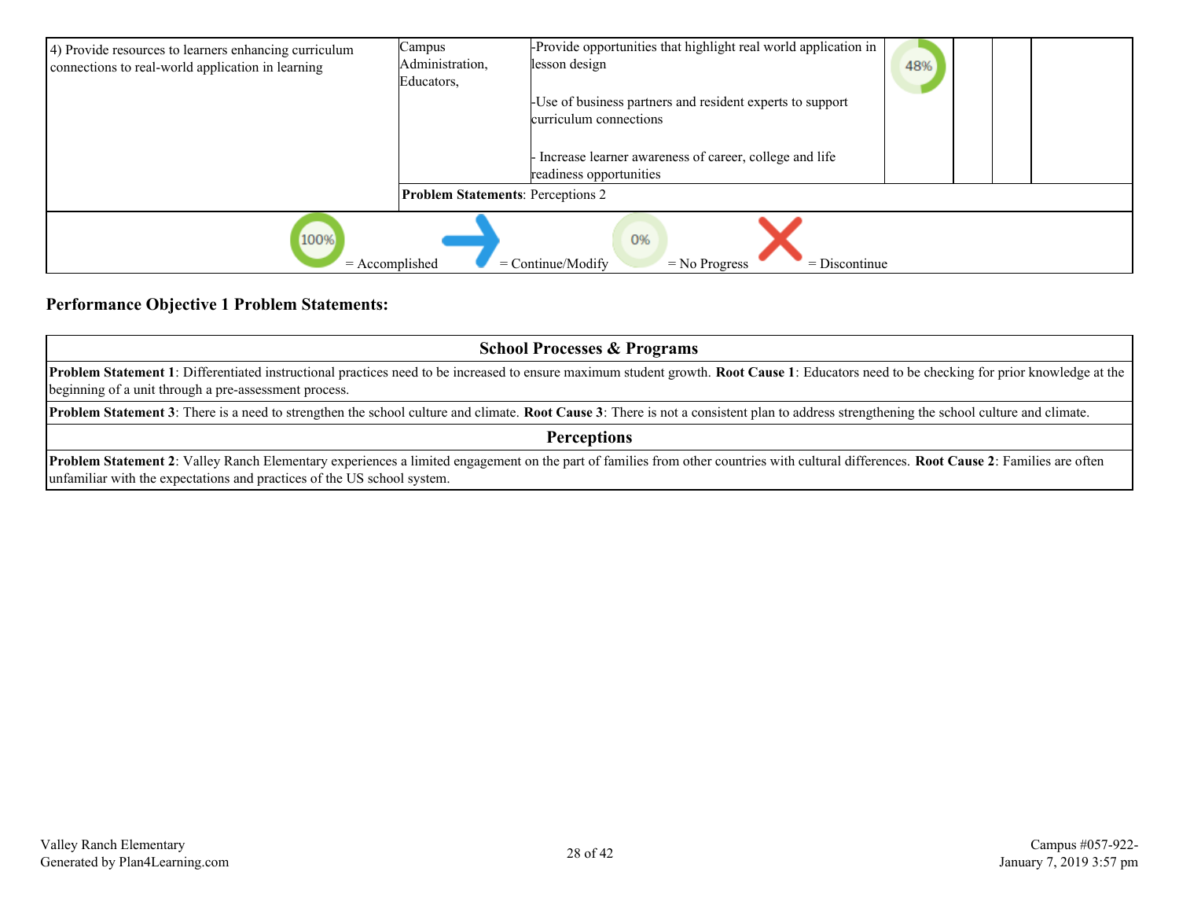| Strategy | Staff Responsible | Evidence/Outcome | Review | | | |
|---|---|---|---|---|---|---|
| 4) Provide resources to learners enhancing curriculum connections to real-world application in learning | Campus Administration, Educators, | -Provide opportunities that highlight real world application in lesson design<br><br>-Use of business partners and resident experts to support curriculum connections<br><br>- Increase learner awareness of career, college and life readiness opportunities | 48% | | | |
| | **Problem Statements**: Perceptions 2 | | | | | |

100% = Accomplished  → = Continue/Modify  0% = No Progress  X = Discontinue

**Performance Objective 1 Problem Statements:**

| School Processes & Programs |
|---|
| **Problem Statement 1**: Differentiated instructional practices need to be increased to ensure maximum student growth. **Root Cause 1**: Educators need to be checking for prior knowledge at the beginning of a unit through a pre-assessment process. |
| **Problem Statement 3**: There is a need to strengthen the school culture and climate. **Root Cause 3**: There is not a consistent plan to address strengthening the school culture and climate. |
| **Perceptions** |
| **Problem Statement 2**: Valley Ranch Elementary experiences a limited engagement on the part of families from other countries with cultural differences. **Root Cause 2**: Families are often unfamiliar with the expectations and practices of the US school system. |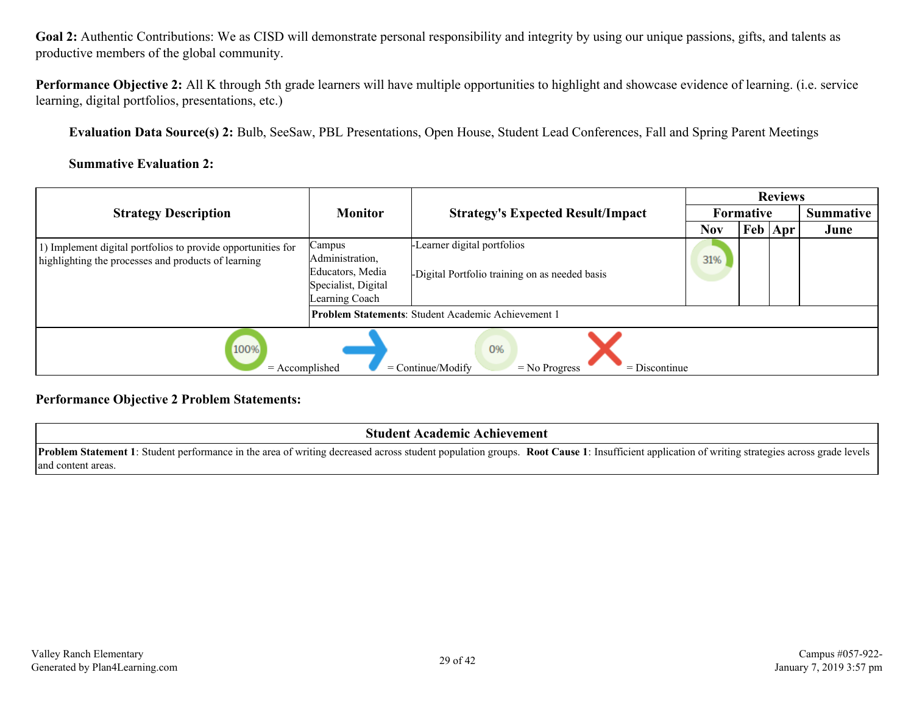**Goal 2:** Authentic Contributions: We as CISD will demonstrate personal responsibility and integrity by using our unique passions, gifts, and talents as productive members of the global community.

**Performance Objective 2:** All K through 5th grade learners will have multiple opportunities to highlight and showcase evidence of learning. (i.e. service learning, digital portfolios, presentations, etc.)

**Evaluation Data Source(s) 2:** Bulb, SeeSaw, PBL Presentations, Open House, Student Lead Conferences, Fall and Spring Parent Meetings

**Summative Evaluation 2:**

| Strategy Description | Monitor | Strategy's Expected Result/Impact | Reviews | | | |
|---|---|---|---|---|---|---|
| | | | Formative | | | Summative |
| | | | Nov | Feb | Apr | June |
| 1) Implement digital portfolios to provide opportunities for highlighting the processes and products of learning | Campus Administration, Educators, Media Specialist, Digital Learning Coach | -Learner digital portfolios<br><br>-Digital Portfolio training on as needed basis | 31% | | | |
| | **Problem Statements**: Student Academic Achievement 1 | | | | | |

100% = Accomplished | = Continue/Modify | 0% = No Progress | = Discontinue

**Performance Objective 2 Problem Statements:**

| Student Academic Achievement |
|---|
| **Problem Statement 1**: Student performance in the area of writing decreased across student population groups. **Root Cause 1**: Insufficient application of writing strategies across grade levels and content areas. |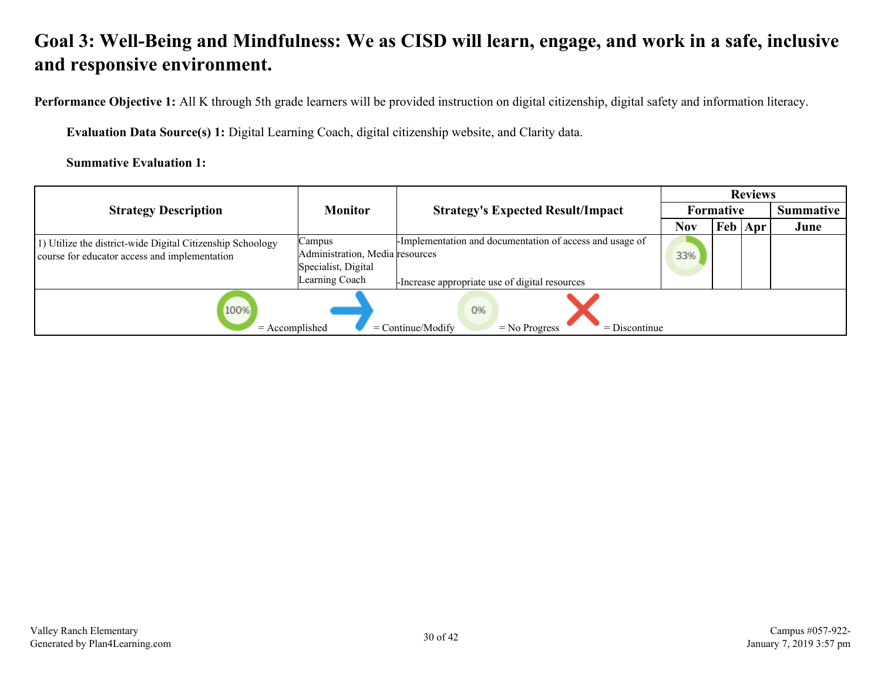# Goal 3: Well-Being and Mindfulness: We as CISD will learn, engage, and work in a safe, inclusive and responsive environment.

**Performance Objective 1:** All K through 5th grade learners will be provided instruction on digital citizenship, digital safety and information literacy.

**Evaluation Data Source(s) 1:** Digital Learning Coach, digital citizenship website, and Clarity data.

**Summative Evaluation 1:**

| Strategy Description | Monitor | Strategy's Expected Result/Impact | Reviews | | | |
|---|---|---|---|---|---|---|
| | | | Formative | | | Summative |
| | | | Nov | Feb | Apr | June |
| 1) Utilize the district-wide Digital Citizenship Schoology course for educator access and implementation | Campus Administration, Media Specialist, Digital Learning Coach | -Implementation and documentation of access and usage of resources<br><br>-Increase appropriate use of digital resources | 33% | | | |

100% = Accomplished | = Continue/Modify | 0% = No Progress | = Discontinue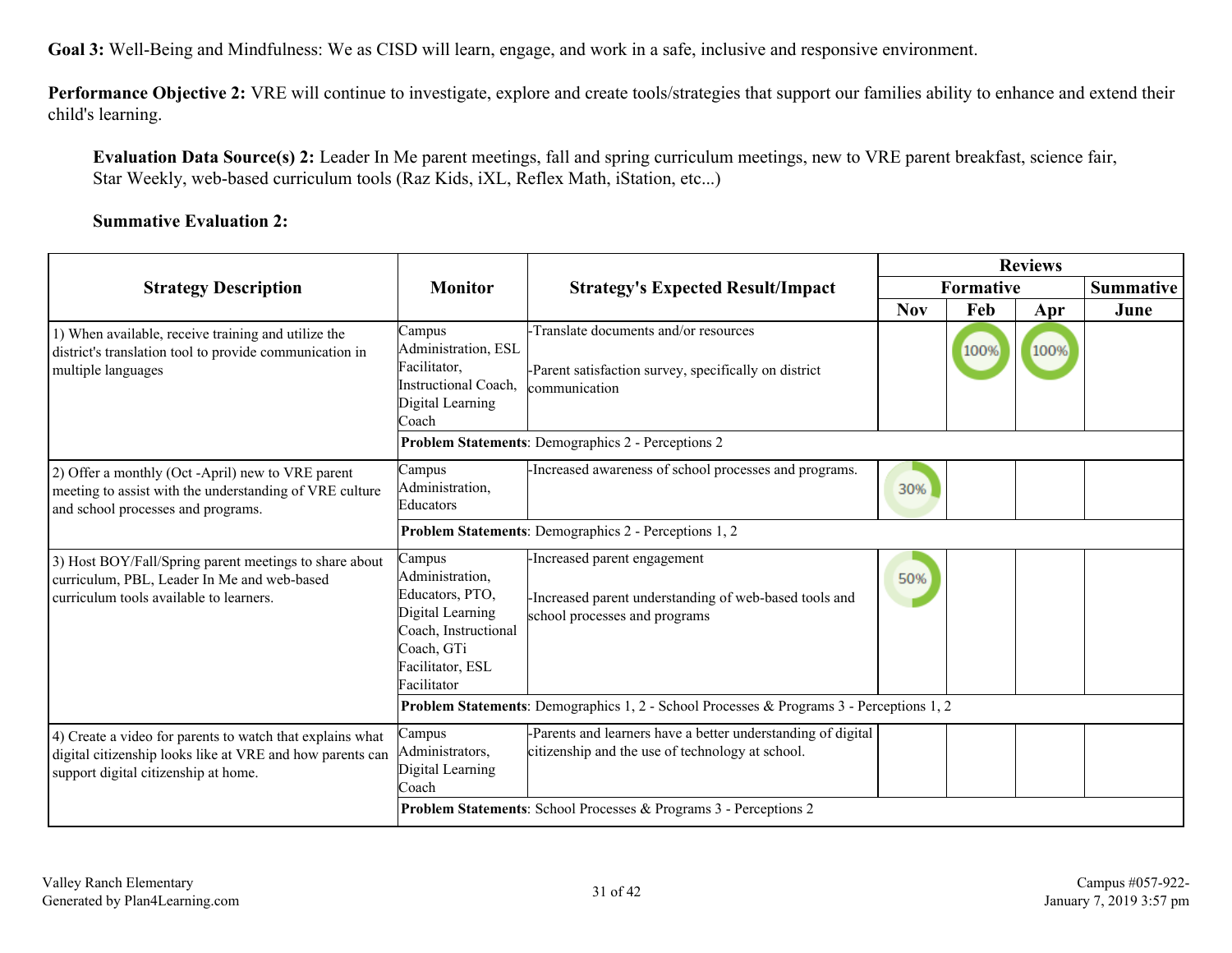**Goal 3:** Well-Being and Mindfulness: We as CISD will learn, engage, and work in a safe, inclusive and responsive environment.

**Performance Objective 2:** VRE will continue to investigate, explore and create tools/strategies that support our families ability to enhance and extend their child's learning.

**Evaluation Data Source(s) 2:** Leader In Me parent meetings, fall and spring curriculum meetings, new to VRE parent breakfast, science fair, Star Weekly, web-based curriculum tools (Raz Kids, iXL, Reflex Math, iStation, etc...)

**Summative Evaluation 2:**

| Strategy Description | Monitor | Strategy's Expected Result/Impact | Reviews | | | |
|---|---|---|---|---|---|---|
| | | | Formative | | | Summative |
| | | | Nov | Feb | Apr | June |
| 1) When available, receive training and utilize the district's translation tool to provide communication in multiple languages | Campus Administration, ESL Facilitator, Instructional Coach, Digital Learning Coach | -Translate documents and/or resources<br><br>-Parent satisfaction survey, specifically on district communication | | 100% | 100% | |
| | **Problem Statements**: Demographics 2 - Perceptions 2 | | | | | |
| 2) Offer a monthly (Oct -April) new to VRE parent meeting to assist with the understanding of VRE culture and school processes and programs. | Campus Administration, Educators | -Increased awareness of school processes and programs. | 30% | | | |
| | **Problem Statements**: Demographics 2 - Perceptions 1, 2 | | | | | |
| 3) Host BOY/Fall/Spring parent meetings to share about curriculum, PBL, Leader In Me and web-based curriculum tools available to learners. | Campus Administration, Educators, PTO, Digital Learning Coach, Instructional Coach, GTi Facilitator, ESL Facilitator | -Increased parent engagement<br><br>-Increased parent understanding of web-based tools and school processes and programs | 50% | | | |
| | **Problem Statements**: Demographics 1, 2 - School Processes & Programs 3 - Perceptions 1, 2 | | | | | |
| 4) Create a video for parents to watch that explains what digital citizenship looks like at VRE and how parents can support digital citizenship at home. | Campus Administrators, Digital Learning Coach | -Parents and learners have a better understanding of digital citizenship and the use of technology at school. | | | | |
| | **Problem Statements**: School Processes & Programs 3 - Perceptions 2 | | | | | |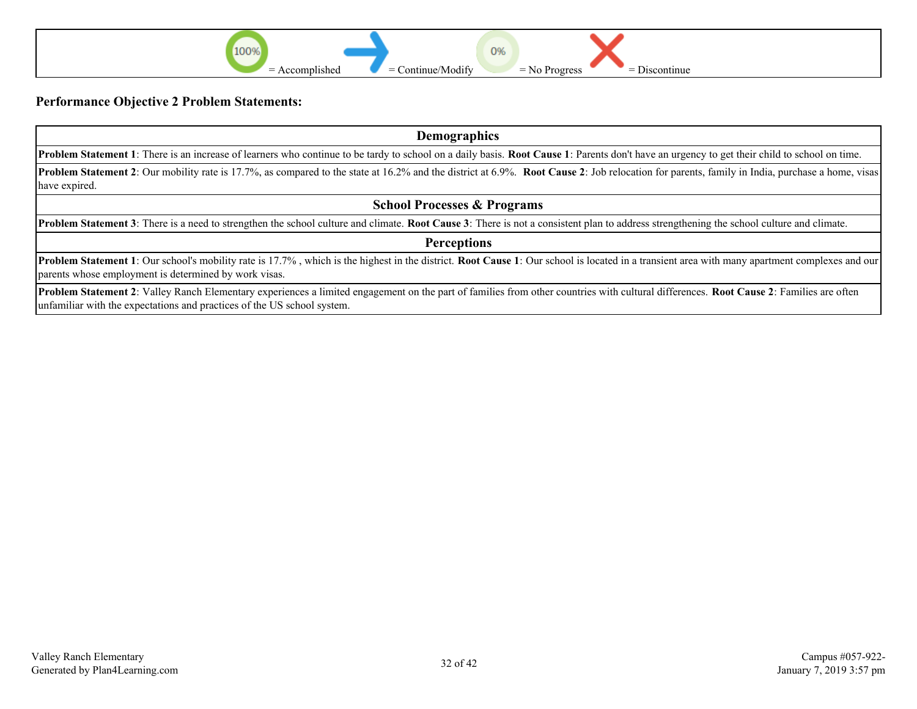= Accomplished = Continue/Modify = No Progress = Discontinue

**Performance Objective 2 Problem Statements:**

| Demographics |
|---|
| **Problem Statement 1**: There is an increase of learners who continue to be tardy to school on a daily basis. **Root Cause 1**: Parents don't have an urgency to get their child to school on time. |
| **Problem Statement 2**: Our mobility rate is 17.7%, as compared to the state at 16.2% and the district at 6.9%. **Root Cause 2**: Job relocation for parents, family in India, purchase a home, visas have expired. |
| **School Processes & Programs** |
| **Problem Statement 3**: There is a need to strengthen the school culture and climate. **Root Cause 3**: There is not a consistent plan to address strengthening the school culture and climate. |
| **Perceptions** |
| **Problem Statement 1**: Our school's mobility rate is 17.7% , which is the highest in the district. **Root Cause 1**: Our school is located in a transient area with many apartment complexes and our parents whose employment is determined by work visas. |
| **Problem Statement 2**: Valley Ranch Elementary experiences a limited engagement on the part of families from other countries with cultural differences. **Root Cause 2**: Families are often unfamiliar with the expectations and practices of the US school system. |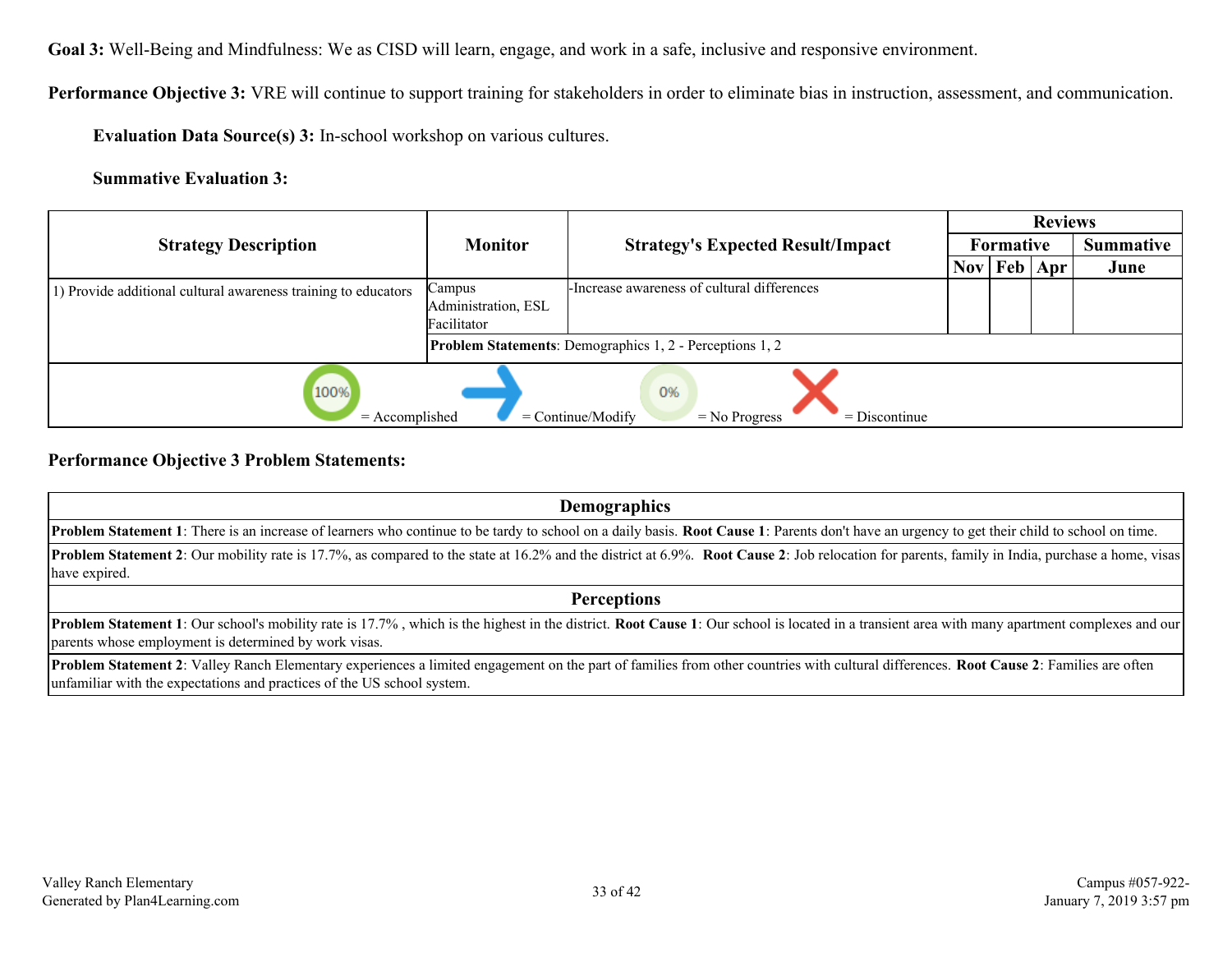**Goal 3:** Well-Being and Mindfulness: We as CISD will learn, engage, and work in a safe, inclusive and responsive environment.

**Performance Objective 3:** VRE will continue to support training for stakeholders in order to eliminate bias in instruction, assessment, and communication.

**Evaluation Data Source(s) 3:** In-school workshop on various cultures.

**Summative Evaluation 3:**

| Strategy Description | Monitor | Strategy's Expected Result/Impact | Reviews | | | |
|---|---|---|---|---|---|---|
| | | | Formative | | | Summative |
| | | | Nov | Feb | Apr | June |
| 1) Provide additional cultural awareness training to educators | Campus Administration, ESL Facilitator | -Increase awareness of cultural differences | | | | |
| | **Problem Statements**: Demographics 1, 2 - Perceptions 1, 2 | | | | | |

100% = Accomplished → = Continue/Modify 0% = No Progress ✗ = Discontinue

**Performance Objective 3 Problem Statements:**

| Demographics |
|---|
| **Problem Statement 1**: There is an increase of learners who continue to be tardy to school on a daily basis. **Root Cause 1**: Parents don't have an urgency to get their child to school on time. |
| **Problem Statement 2**: Our mobility rate is 17.7%, as compared to the state at 16.2% and the district at 6.9%. **Root Cause 2**: Job relocation for parents, family in India, purchase a home, visas have expired. |

| Perceptions |
|---|
| **Problem Statement 1**: Our school's mobility rate is 17.7% , which is the highest in the district. **Root Cause 1**: Our school is located in a transient area with many apartment complexes and our parents whose employment is determined by work visas. |
| **Problem Statement 2**: Valley Ranch Elementary experiences a limited engagement on the part of families from other countries with cultural differences. **Root Cause 2**: Families are often unfamiliar with the expectations and practices of the US school system. |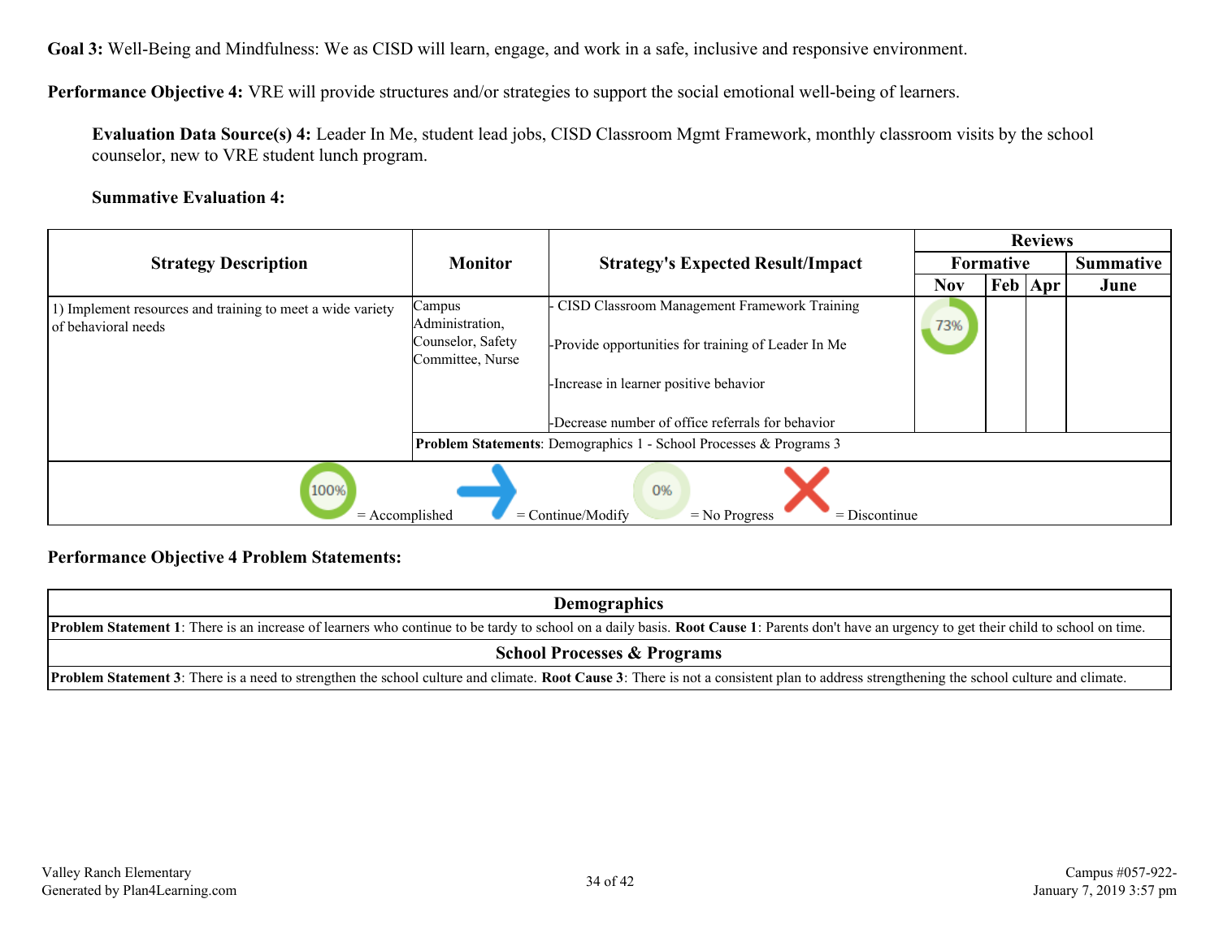**Goal 3:** Well-Being and Mindfulness: We as CISD will learn, engage, and work in a safe, inclusive and responsive environment.

**Performance Objective 4:** VRE will provide structures and/or strategies to support the social emotional well-being of learners.

**Evaluation Data Source(s) 4:** Leader In Me, student lead jobs, CISD Classroom Mgmt Framework, monthly classroom visits by the school counselor, new to VRE student lunch program.

**Summative Evaluation 4:**

| Strategy Description | Monitor | Strategy's Expected Result/Impact | Reviews | | | |
|---|---|---|---|---|---|---|
| | | | Formative | | | Summative |
| | | | Nov | Feb | Apr | June |
| 1) Implement resources and training to meet a wide variety of behavioral needs | Campus Administration, Counselor, Safety Committee, Nurse | - CISD Classroom Management Framework Training<br><br>-Provide opportunities for training of Leader In Me<br><br>-Increase in learner positive behavior<br><br>-Decrease number of office referrals for behavior | 73% | | | |
| | **Problem Statements**: Demographics 1 - School Processes & Programs 3 | | | | | |

100% = Accomplished | → = Continue/Modify | 0% = No Progress | X = Discontinue

**Performance Objective 4 Problem Statements:**

| Demographics |
|---|
| **Problem Statement 1**: There is an increase of learners who continue to be tardy to school on a daily basis. **Root Cause 1**: Parents don't have an urgency to get their child to school on time. |
| **School Processes & Programs** |
| **Problem Statement 3**: There is a need to strengthen the school culture and climate. **Root Cause 3**: There is not a consistent plan to address strengthening the school culture and climate. |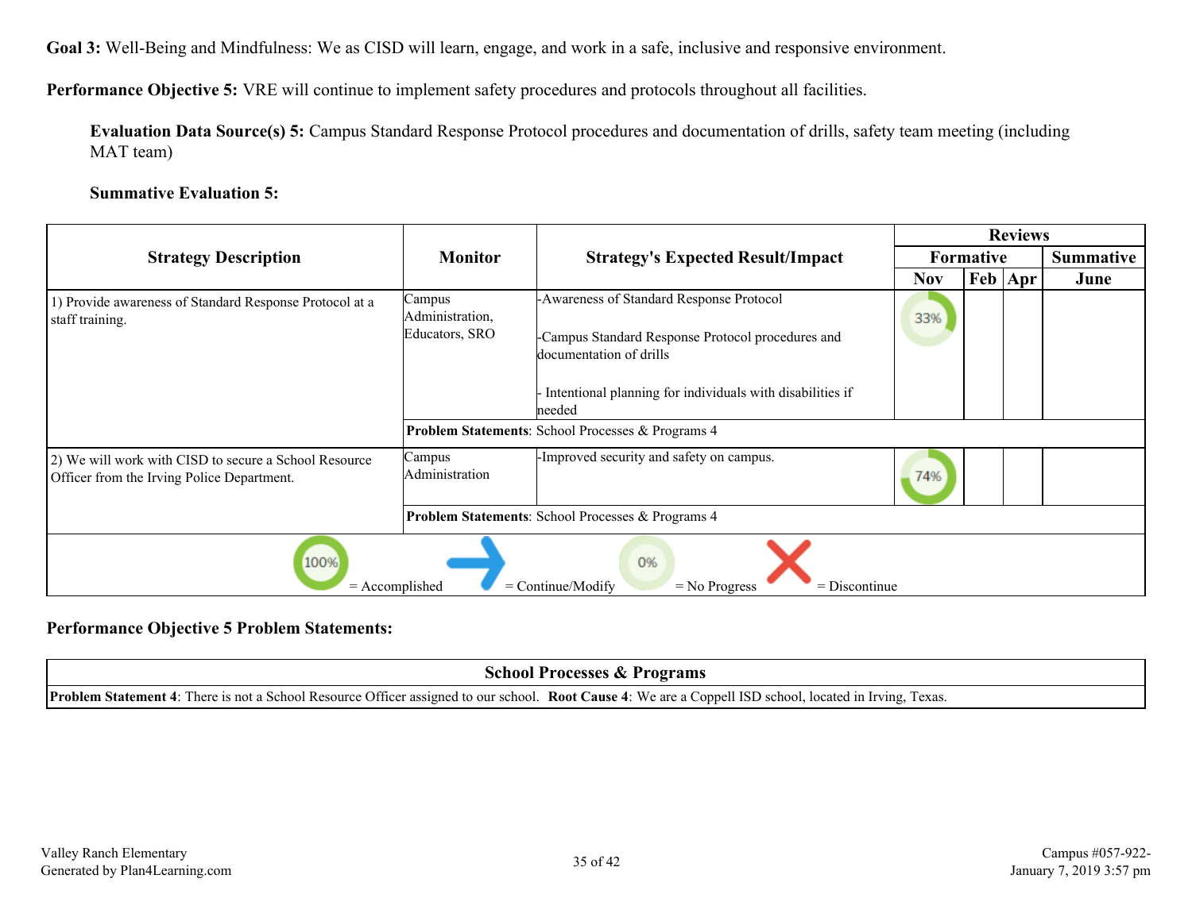**Goal 3:** Well-Being and Mindfulness: We as CISD will learn, engage, and work in a safe, inclusive and responsive environment.

**Performance Objective 5:** VRE will continue to implement safety procedures and protocols throughout all facilities.

**Evaluation Data Source(s) 5:** Campus Standard Response Protocol procedures and documentation of drills, safety team meeting (including MAT team)

**Summative Evaluation 5:**

| Strategy Description | Monitor | Strategy's Expected Result/Impact | Reviews | | | |
|---|---|---|---|---|---|---|
| | | | Formative | | | Summative |
| | | | Nov | Feb | Apr | June |
| 1) Provide awareness of Standard Response Protocol at a staff training. | Campus Administration, Educators, SRO | -Awareness of Standard Response Protocol<br><br>-Campus Standard Response Protocol procedures and documentation of drills<br><br>- Intentional planning for individuals with disabilities if needed | 33% | | | |
| | **Problem Statements**: School Processes & Programs 4 | | | | | |
| 2) We will work with CISD to secure a School Resource Officer from the Irving Police Department. | Campus Administration | -Improved security and safety on campus. | 74% | | | |
| | **Problem Statements**: School Processes & Programs 4 | | | | | |

100% = Accomplished | → = Continue/Modify | 0% = No Progress | X = Discontinue

**Performance Objective 5 Problem Statements:**

| School Processes & Programs |
|---|
| **Problem Statement 4**: There is not a School Resource Officer assigned to our school. **Root Cause 4**: We are a Coppell ISD school, located in Irving, Texas. |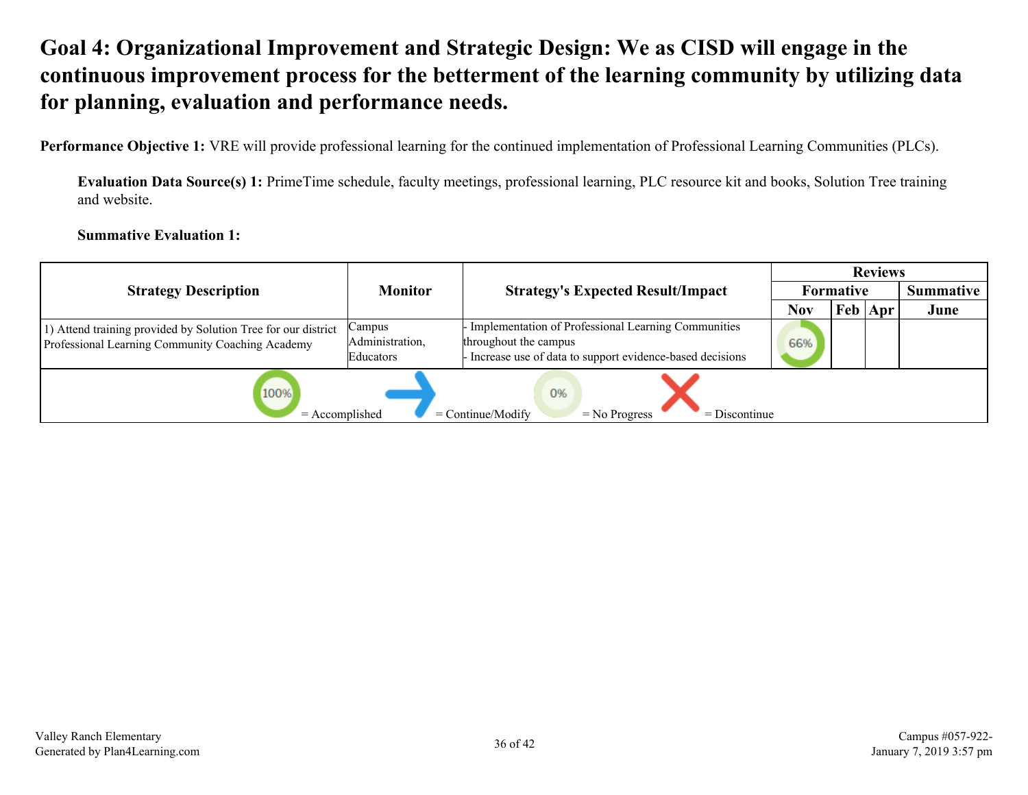# Goal 4: Organizational Improvement and Strategic Design: We as CISD will engage in the continuous improvement process for the betterment of the learning community by utilizing data for planning, evaluation and performance needs.

**Performance Objective 1:** VRE will provide professional learning for the continued implementation of Professional Learning Communities (PLCs).

**Evaluation Data Source(s) 1:** PrimeTime schedule, faculty meetings, professional learning, PLC resource kit and books, Solution Tree training and website.

**Summative Evaluation 1:**

| Strategy Description | Monitor | Strategy's Expected Result/Impact | Reviews | | | |
|---|---|---|---|---|---|---|
| | | | Formative | | | Summative |
| | | | Nov | Feb | Apr | June |
| 1) Attend training provided by Solution Tree for our district Professional Learning Community Coaching Academy | Campus Administration, Educators | - Implementation of Professional Learning Communities throughout the campus<br>- Increase use of data to support evidence-based decisions | 66% | | | |

100% = Accomplished | = Continue/Modify | 0% = No Progress | = Discontinue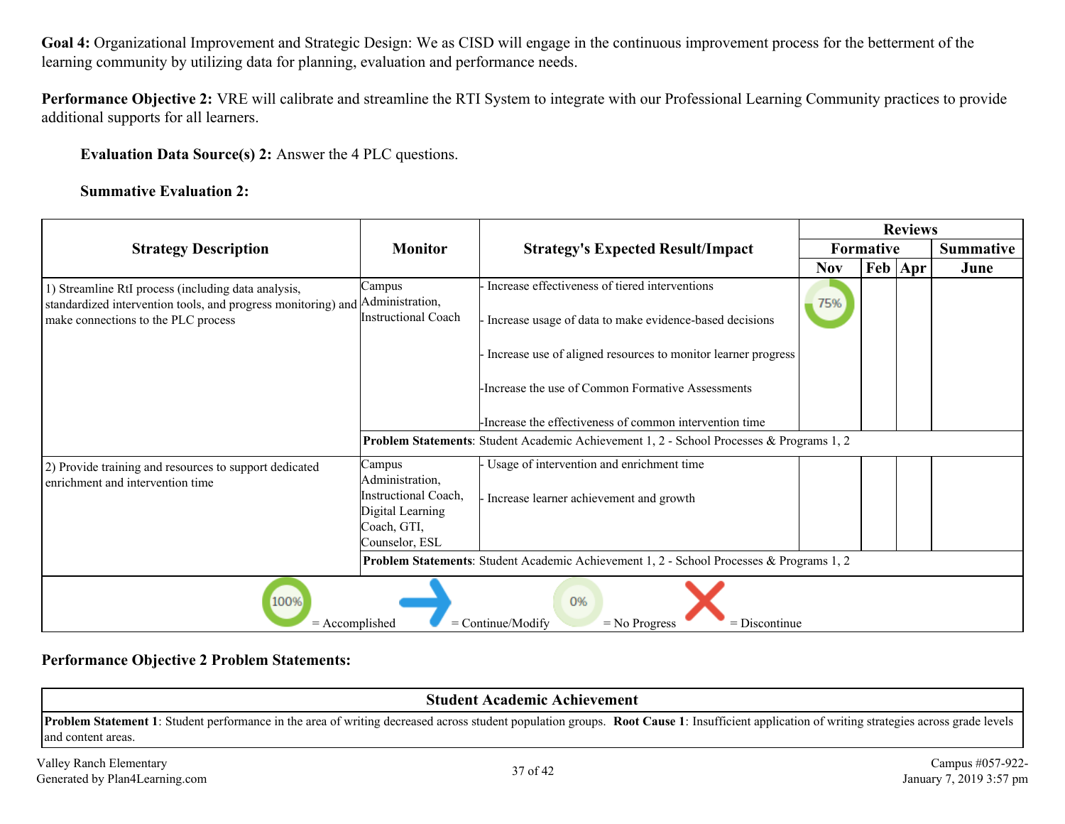**Goal 4:** Organizational Improvement and Strategic Design: We as CISD will engage in the continuous improvement process for the betterment of the learning community by utilizing data for planning, evaluation and performance needs.

**Performance Objective 2:** VRE will calibrate and streamline the RTI System to integrate with our Professional Learning Community practices to provide additional supports for all learners.

**Evaluation Data Source(s) 2:** Answer the 4 PLC questions.

**Summative Evaluation 2:**

| Strategy Description | Monitor | Strategy's Expected Result/Impact | Reviews | | | |
|---|---|---|---|---|---|---|
| | | | Formative | | | Summative |
| | | | Nov | Feb | Apr | June |
| 1) Streamline RtI process (including data analysis, standardized intervention tools, and progress monitoring) and make connections to the PLC process | Campus Administration, Instructional Coach | - Increase effectiveness of tiered interventions<br>- Increase usage of data to make evidence-based decisions<br>- Increase use of aligned resources to monitor learner progress<br>-Increase the use of Common Formative Assessments<br>-Increase the effectiveness of common intervention time | 75% | | | |
| | **Problem Statements**: Student Academic Achievement 1, 2 - School Processes & Programs 1, 2 | | | | | |
| 2) Provide training and resources to support dedicated enrichment and intervention time | Campus Administration, Instructional Coach, Digital Learning Coach, GTI, Counselor, ESL | - Usage of intervention and enrichment time<br>- Increase learner achievement and growth | | | | |
| | **Problem Statements**: Student Academic Achievement 1, 2 - School Processes & Programs 1, 2 | | | | | |

100% = Accomplished → = Continue/Modify 0% = No Progress ✗ = Discontinue

**Performance Objective 2 Problem Statements:**

| Student Academic Achievement |
|---|
| **Problem Statement 1**: Student performance in the area of writing decreased across student population groups. **Root Cause 1**: Insufficient application of writing strategies across grade levels and content areas. |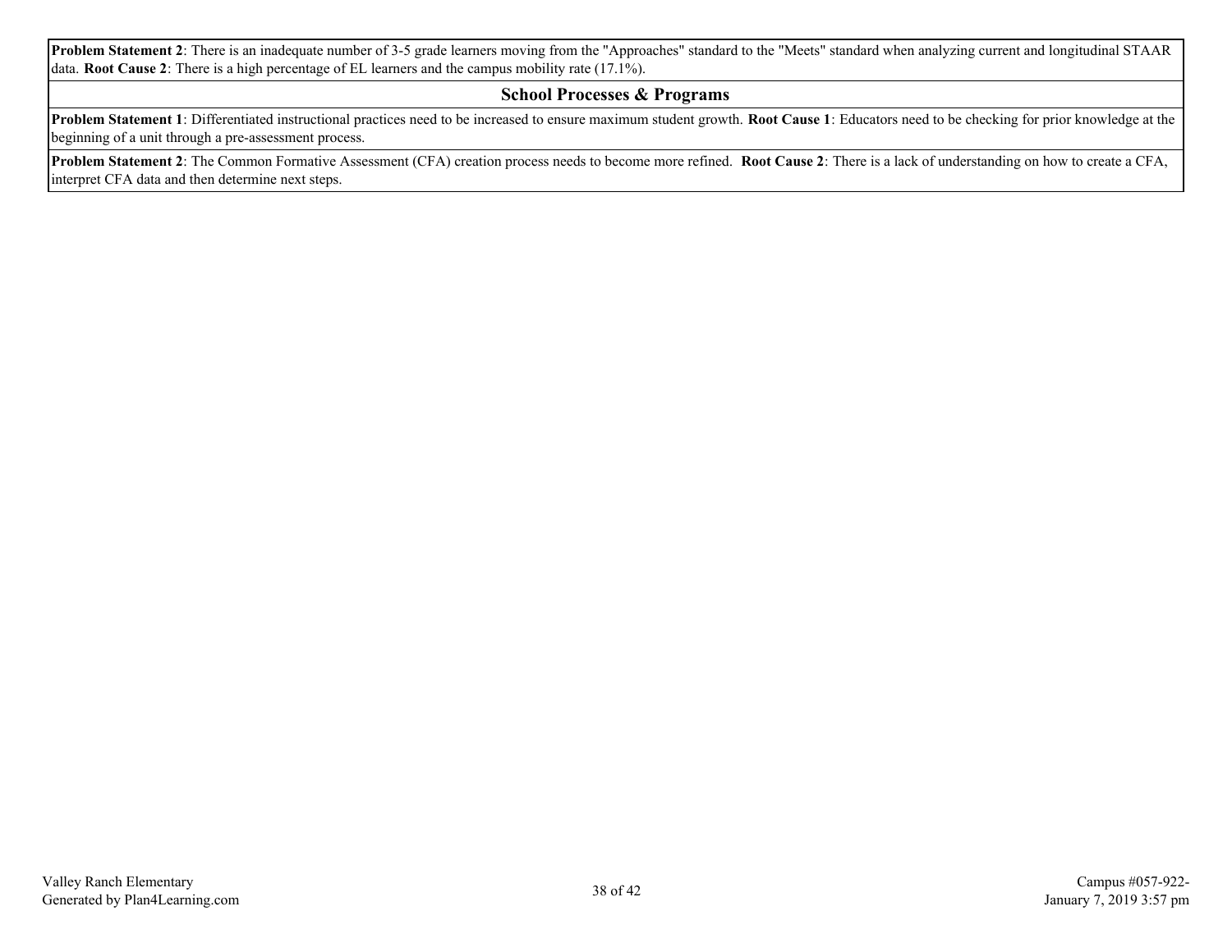**Problem Statement 2**: There is an inadequate number of 3-5 grade learners moving from the "Approaches" standard to the "Meets" standard when analyzing current and longitudinal STAAR data. **Root Cause 2**: There is a high percentage of EL learners and the campus mobility rate (17.1%).

## School Processes & Programs

**Problem Statement 1**: Differentiated instructional practices need to be increased to ensure maximum student growth. **Root Cause 1**: Educators need to be checking for prior knowledge at the beginning of a unit through a pre-assessment process.

**Problem Statement 2**: The Common Formative Assessment (CFA) creation process needs to become more refined. **Root Cause 2**: There is a lack of understanding on how to create a CFA, interpret CFA data and then determine next steps.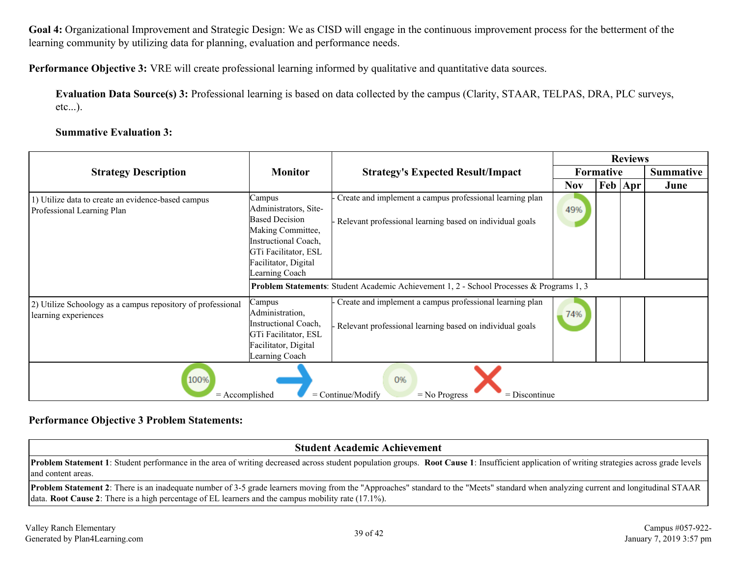**Goal 4:** Organizational Improvement and Strategic Design: We as CISD will engage in the continuous improvement process for the betterment of the learning community by utilizing data for planning, evaluation and performance needs.

**Performance Objective 3:** VRE will create professional learning informed by qualitative and quantitative data sources.

**Evaluation Data Source(s) 3:** Professional learning is based on data collected by the campus (Clarity, STAAR, TELPAS, DRA, PLC surveys, etc...).

**Summative Evaluation 3:**

| Strategy Description | Monitor | Strategy's Expected Result/Impact | Reviews | | | |
|---|---|---|---|---|---|---|
| | | | Formative | | | Summative |
| | | | Nov | Feb | Apr | June |
| 1) Utilize data to create an evidence-based campus Professional Learning Plan | Campus Administrators, Site-Based Decision Making Committee, Instructional Coach, GTi Facilitator, ESL Facilitator, Digital Learning Coach | - Create and implement a campus professional learning plan<br><br>- Relevant professional learning based on individual goals | 49% | | | |
| | **Problem Statements**: Student Academic Achievement 1, 2 - School Processes & Programs 1, 3 | | | | | |
| 2) Utilize Schoology as a campus repository of professional learning experiences | Campus Administration, Instructional Coach, GTi Facilitator, ESL Facilitator, Digital Learning Coach | - Create and implement a campus professional learning plan<br><br>- Relevant professional learning based on individual goals | 74% | | | |

100% = Accomplished &nbsp;&nbsp; = Continue/Modify &nbsp;&nbsp; 0% = No Progress &nbsp;&nbsp; = Discontinue

**Performance Objective 3 Problem Statements:**

| Student Academic Achievement |
|---|
| **Problem Statement 1**: Student performance in the area of writing decreased across student population groups. **Root Cause 1**: Insufficient application of writing strategies across grade levels and content areas. |
| **Problem Statement 2**: There is an inadequate number of 3-5 grade learners moving from the "Approaches" standard to the "Meets" standard when analyzing current and longitudinal STAAR data. **Root Cause 2**: There is a high percentage of EL learners and the campus mobility rate (17.1%). |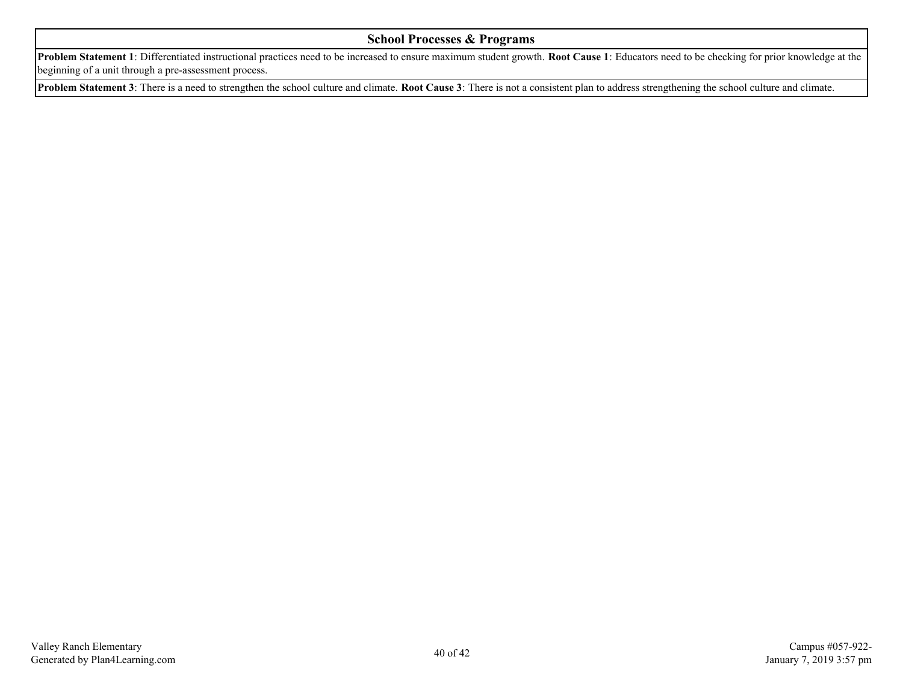| School Processes & Programs |
| --- |
| **Problem Statement 1**: Differentiated instructional practices need to be increased to ensure maximum student growth. **Root Cause 1**: Educators need to be checking for prior knowledge at the beginning of a unit through a pre-assessment process. |
| **Problem Statement 3**: There is a need to strengthen the school culture and climate. **Root Cause 3**: There is not a consistent plan to address strengthening the school culture and climate. |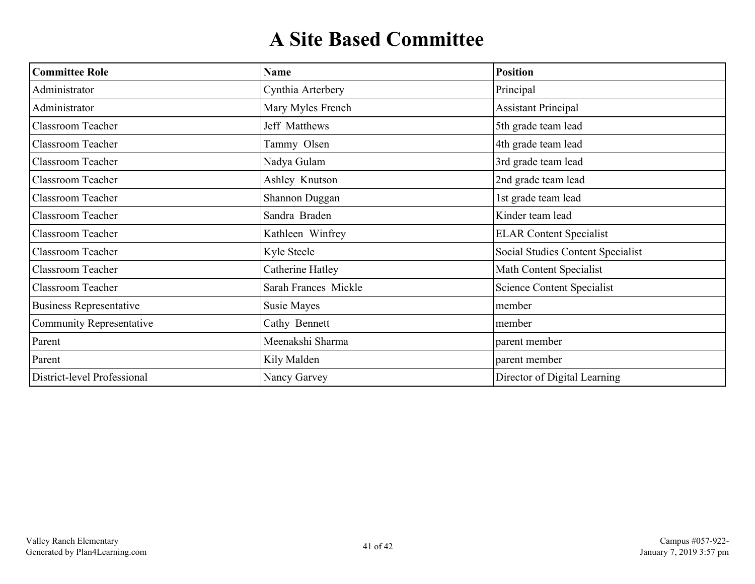# A Site Based Committee

| Committee Role | Name | Position |
|---|---|---|
| Administrator | Cynthia Arterbery | Principal |
| Administrator | Mary Myles French | Assistant Principal |
| Classroom Teacher | Jeff Matthews | 5th grade team lead |
| Classroom Teacher | Tammy Olsen | 4th grade team lead |
| Classroom Teacher | Nadya Gulam | 3rd grade team lead |
| Classroom Teacher | Ashley Knutson | 2nd grade team lead |
| Classroom Teacher | Shannon Duggan | 1st grade team lead |
| Classroom Teacher | Sandra Braden | Kinder team lead |
| Classroom Teacher | Kathleen Winfrey | ELAR Content Specialist |
| Classroom Teacher | Kyle Steele | Social Studies Content Specialist |
| Classroom Teacher | Catherine Hatley | Math Content Specialist |
| Classroom Teacher | Sarah Frances Mickle | Science Content Specialist |
| Business Representative | Susie Mayes | member |
| Community Representative | Cathy Bennett | member |
| Parent | Meenakshi Sharma | parent member |
| Parent | Kily Malden | parent member |
| District-level Professional | Nancy Garvey | Director of Digital Learning |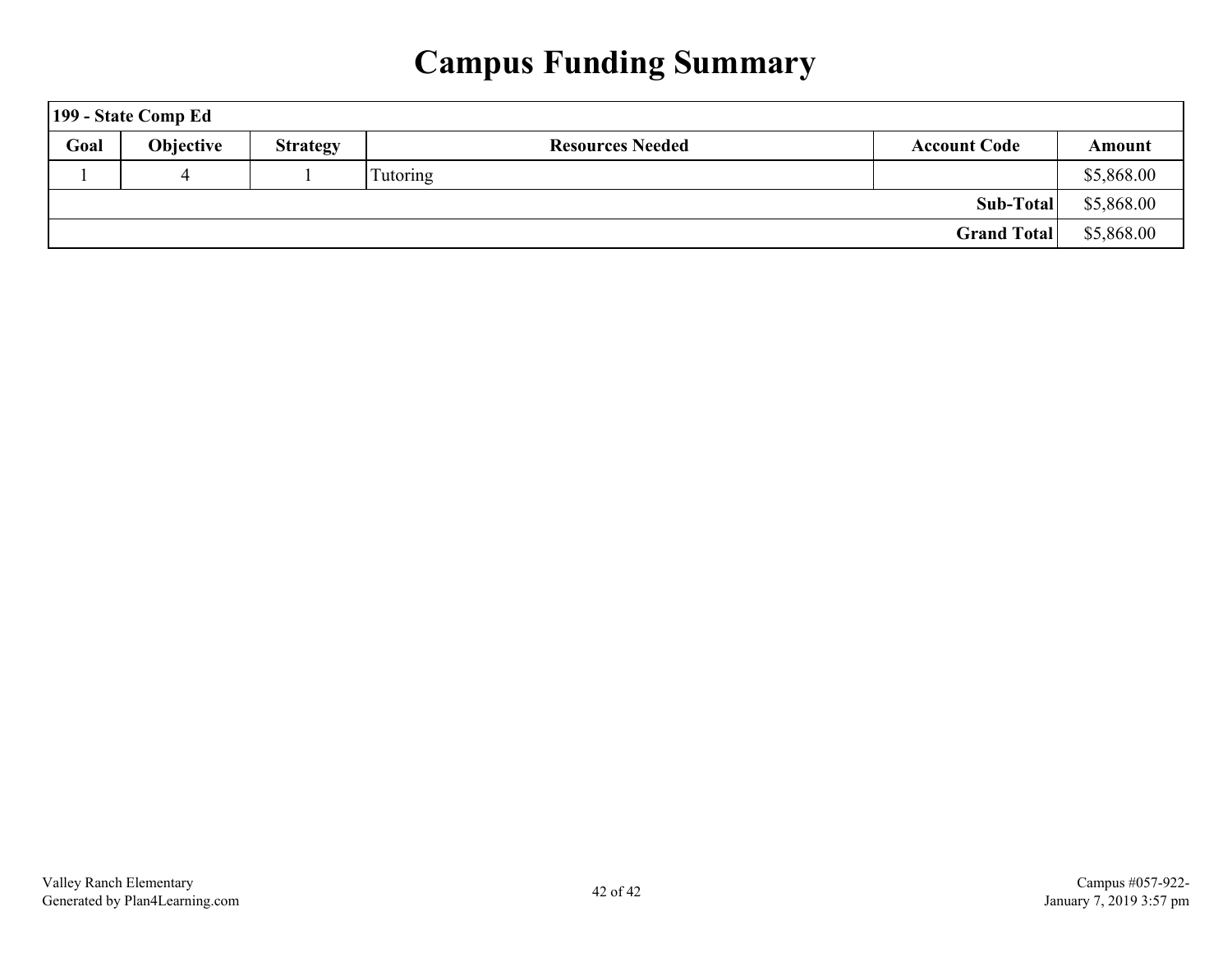# Campus Funding Summary

| 199 - State Comp Ed | | | | | |
|---|---|---|---|---|---|
| **Goal** | **Objective** | **Strategy** | **Resources Needed** | **Account Code** | **Amount** |
| 1 | 4 | 1 | Tutoring | | $5,868.00 |
| | | | | **Sub-Total** | $5,868.00 |
| | | | | **Grand Total** | $5,868.00 |